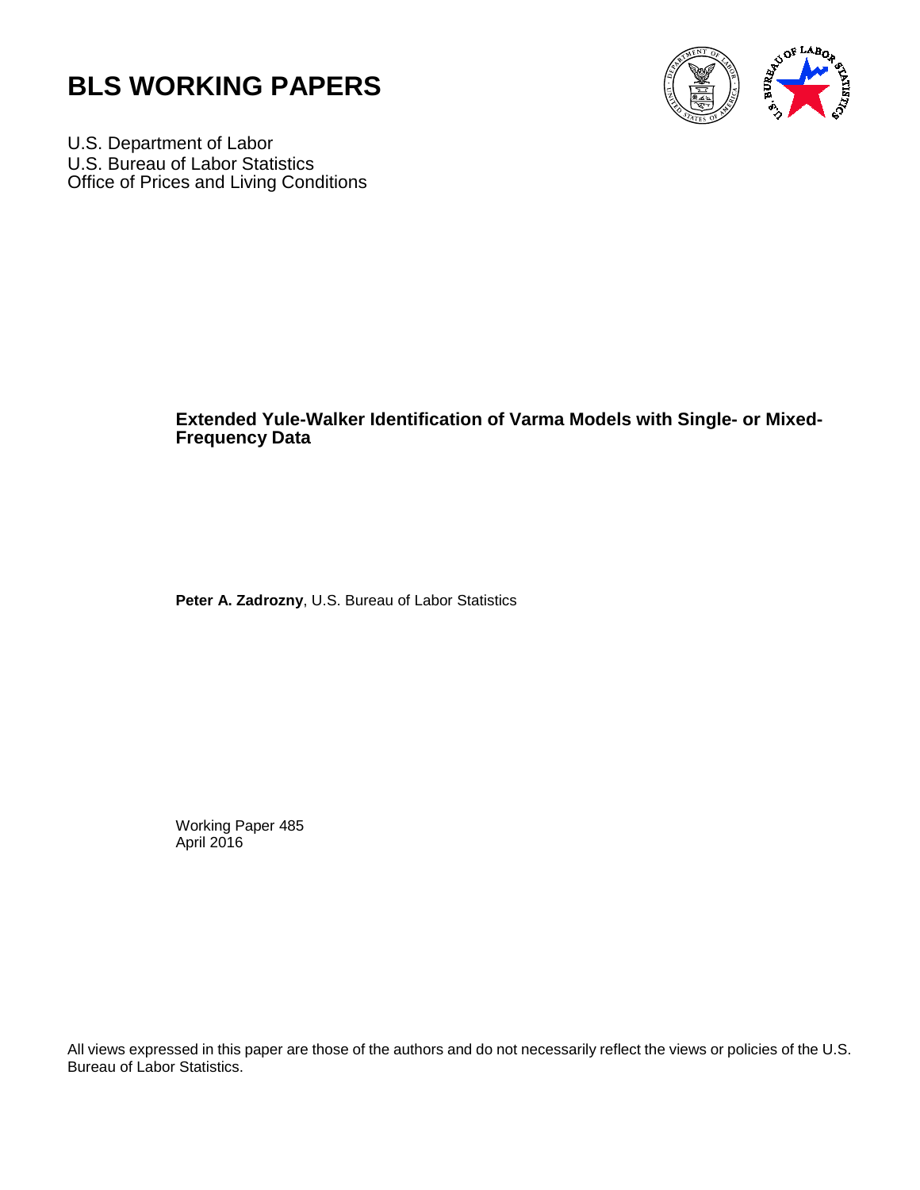# BLS WORKING PAPERS

U.S. Department of Labor
U.S. Bureau of Labor Statistics
Office of Prices and Living Conditions

**Extended Yule-Walker Identification of Varma Models with Single- or Mixed-Frequency Data**

**Peter A. Zadrozny**, U.S. Bureau of Labor Statistics

Working Paper 485
April 2016

All views expressed in this paper are those of the authors and do not necessarily reflect the views or policies of the U.S. Bureau of Labor Statistics.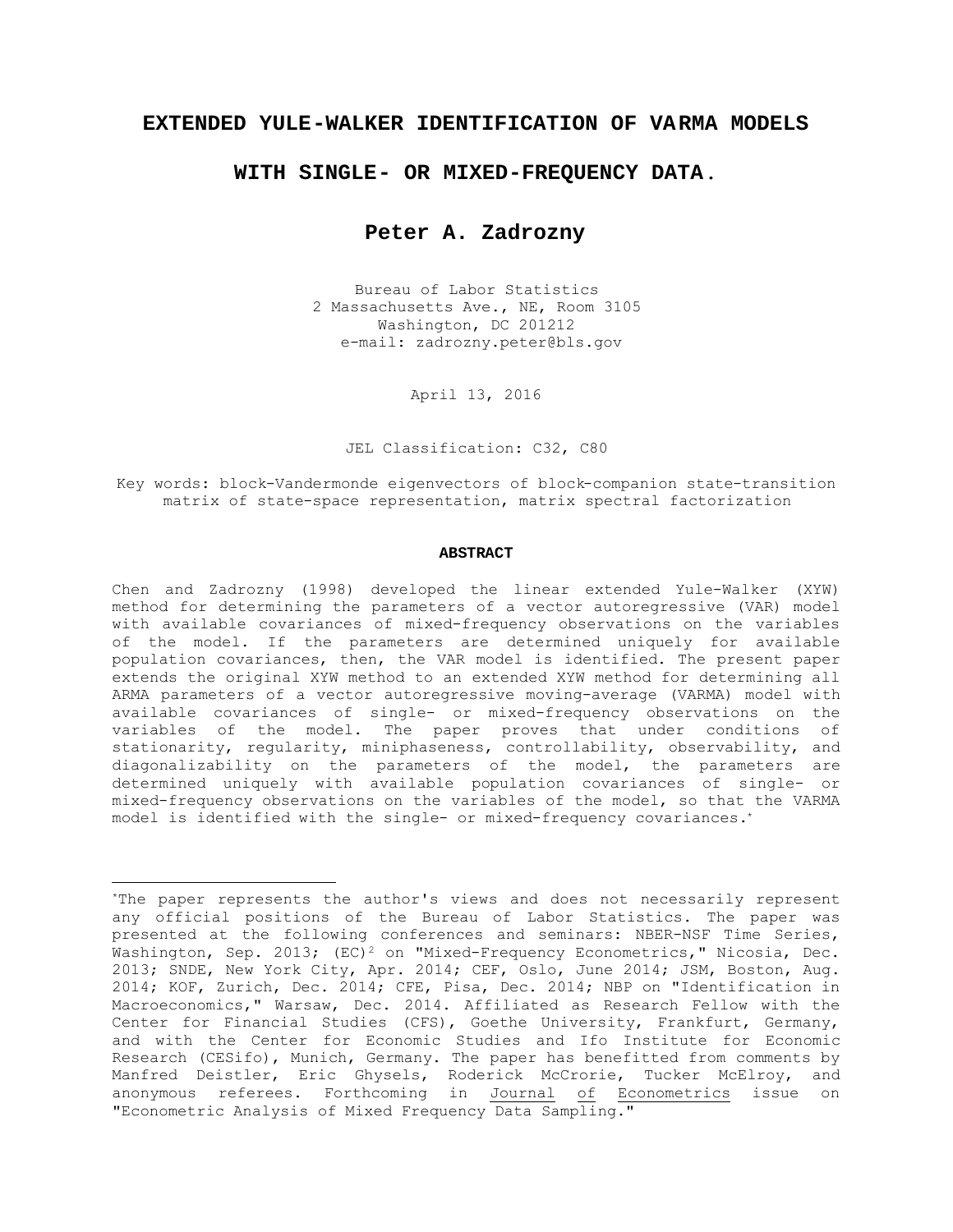# EXTENDED YULE-WALKER IDENTIFICATION OF VARMA MODELS WITH SINGLE- OR MIXED-FREQUENCY DATA.

**Peter A. Zadrozny**

Bureau of Labor Statistics
2 Massachusetts Ave., NE, Room 3105
Washington, DC 201212
e-mail: zadrozny.peter@bls.gov

April 13, 2016

JEL Classification: C32, C80

Key words: block-Vandermonde eigenvectors of block-companion state-transition matrix of state-space representation, matrix spectral factorization

**ABSTRACT**

Chen and Zadrozny (1998) developed the linear extended Yule-Walker (XYW) method for determining the parameters of a vector autoregressive (VAR) model with available covariances of mixed-frequency observations on the variables of the model. If the parameters are determined uniquely for available population covariances, then, the VAR model is identified. The present paper extends the original XYW method to an extended XYW method for determining all ARMA parameters of a vector autoregressive moving-average (VARMA) model with available covariances of single- or mixed-frequency observations on the variables of the model. The paper proves that under conditions of stationarity, regularity, miniphaseness, controllability, observability, and diagonalizability on the parameters of the model, the parameters are determined uniquely with available population covariances of single- or mixed-frequency observations on the variables of the model, so that the VARMA model is identified with the single- or mixed-frequency covariances.*

---

*The paper represents the author's views and does not necessarily represent any official positions of the Bureau of Labor Statistics. The paper was presented at the following conferences and seminars: NBER-NSF Time Series, Washington, Sep. 2013; (EC)[2] on "Mixed-Frequency Econometrics," Nicosia, Dec. 2013; SNDE, New York City, Apr. 2014; CEF, Oslo, June 2014; JSM, Boston, Aug. 2014; KOF, Zurich, Dec. 2014; CFE, Pisa, Dec. 2014; NBP on "Identification in Macroeconomics," Warsaw, Dec. 2014. Affiliated as Research Fellow with the Center for Financial Studies (CFS), Goethe University, Frankfurt, Germany, and with the Center for Economic Studies and Ifo Institute for Economic Research (CESifo), Munich, Germany. The paper has benefitted from comments by Manfred Deistler, Eric Ghysels, Roderick McCrorie, Tucker McElroy, and anonymous referees. Forthcoming in Journal of Econometrics issue on "Econometric Analysis of Mixed Frequency Data Sampling."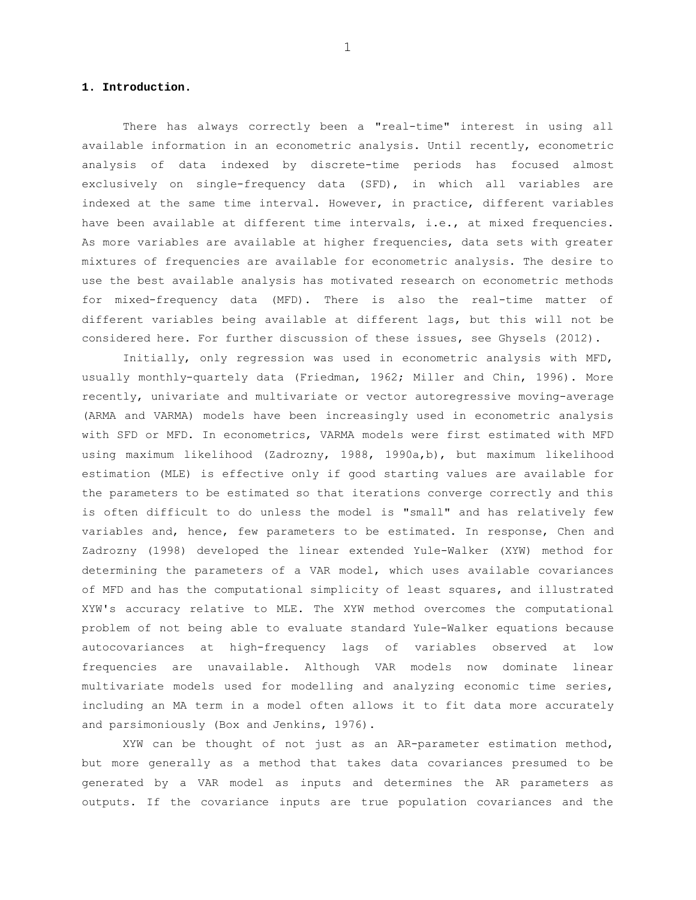## 1. Introduction.

There has always correctly been a "real-time" interest in using all available information in an econometric analysis. Until recently, econometric analysis of data indexed by discrete-time periods has focused almost exclusively on single-frequency data (SFD), in which all variables are indexed at the same time interval. However, in practice, different variables have been available at different time intervals, i.e., at mixed frequencies. As more variables are available at higher frequencies, data sets with greater mixtures of frequencies are available for econometric analysis. The desire to use the best available analysis has motivated research on econometric methods for mixed-frequency data (MFD). There is also the real-time matter of different variables being available at different lags, but this will not be considered here. For further discussion of these issues, see Ghysels (2012).

Initially, only regression was used in econometric analysis with MFD, usually monthly-quartely data (Friedman, 1962; Miller and Chin, 1996). More recently, univariate and multivariate or vector autoregressive moving-average (ARMA and VARMA) models have been increasingly used in econometric analysis with SFD or MFD. In econometrics, VARMA models were first estimated with MFD using maximum likelihood (Zadrozny, 1988, 1990a,b), but maximum likelihood estimation (MLE) is effective only if good starting values are available for the parameters to be estimated so that iterations converge correctly and this is often difficult to do unless the model is "small" and has relatively few variables and, hence, few parameters to be estimated. In response, Chen and Zadrozny (1998) developed the linear extended Yule-Walker (XYW) method for determining the parameters of a VAR model, which uses available covariances of MFD and has the computational simplicity of least squares, and illustrated XYW's accuracy relative to MLE. The XYW method overcomes the computational problem of not being able to evaluate standard Yule-Walker equations because autocovariances at high-frequency lags of variables observed at low frequencies are unavailable. Although VAR models now dominate linear multivariate models used for modelling and analyzing economic time series, including an MA term in a model often allows it to fit data more accurately and parsimoniously (Box and Jenkins, 1976).

XYW can be thought of not just as an AR-parameter estimation method, but more generally as a method that takes data covariances presumed to be generated by a VAR model as inputs and determines the AR parameters as outputs. If the covariance inputs are true population covariances and the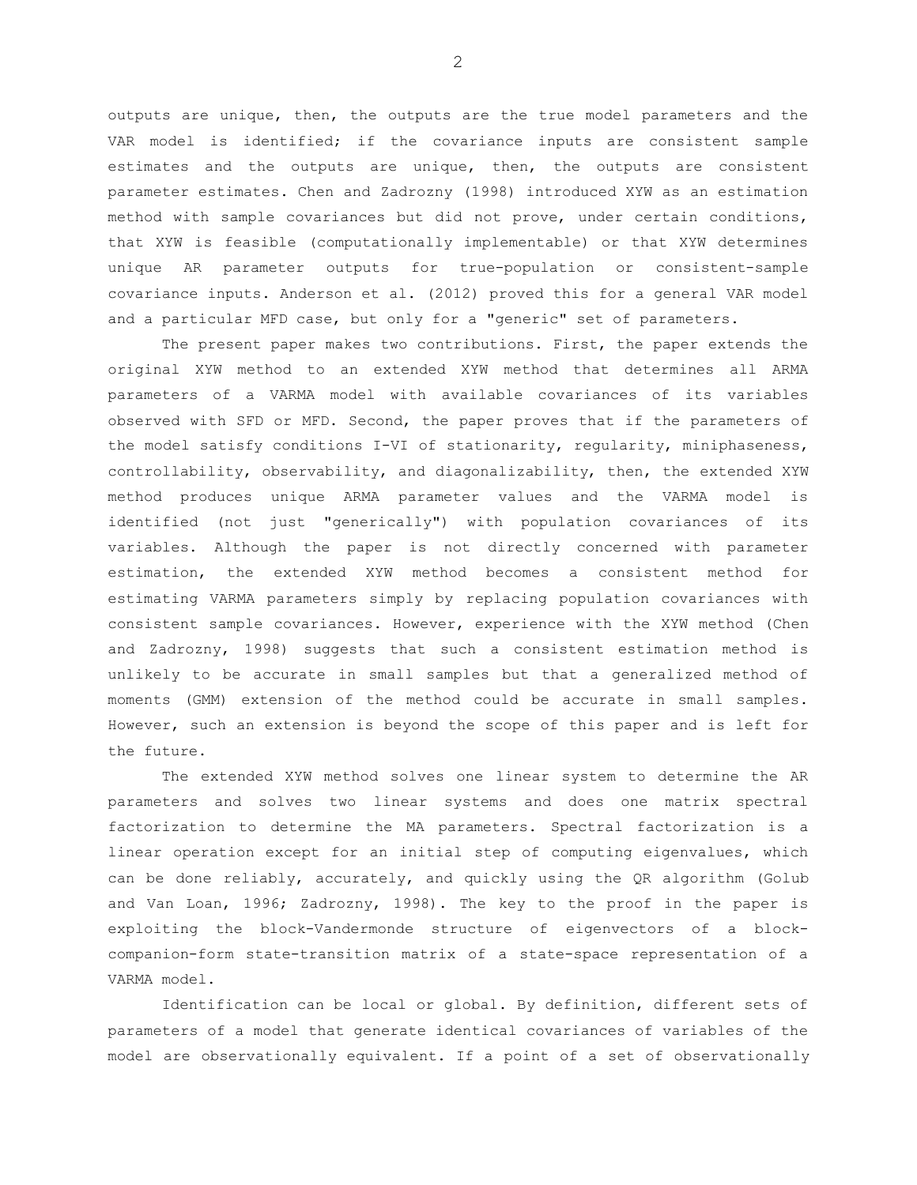outputs are unique, then, the outputs are the true model parameters and the VAR model is identified; if the covariance inputs are consistent sample estimates and the outputs are unique, then, the outputs are consistent parameter estimates. Chen and Zadrozny (1998) introduced XYW as an estimation method with sample covariances but did not prove, under certain conditions, that XYW is feasible (computationally implementable) or that XYW determines unique AR parameter outputs for true-population or consistent-sample covariance inputs. Anderson et al. (2012) proved this for a general VAR model and a particular MFD case, but only for a "generic" set of parameters.

The present paper makes two contributions. First, the paper extends the original XYW method to an extended XYW method that determines all ARMA parameters of a VARMA model with available covariances of its variables observed with SFD or MFD. Second, the paper proves that if the parameters of the model satisfy conditions I-VI of stationarity, regularity, miniphaseness, controllability, observability, and diagonalizability, then, the extended XYW method produces unique ARMA parameter values and the VARMA model is identified (not just "generically") with population covariances of its variables. Although the paper is not directly concerned with parameter estimation, the extended XYW method becomes a consistent method for estimating VARMA parameters simply by replacing population covariances with consistent sample covariances. However, experience with the XYW method (Chen and Zadrozny, 1998) suggests that such a consistent estimation method is unlikely to be accurate in small samples but that a generalized method of moments (GMM) extension of the method could be accurate in small samples. However, such an extension is beyond the scope of this paper and is left for the future.

The extended XYW method solves one linear system to determine the AR parameters and solves two linear systems and does one matrix spectral factorization to determine the MA parameters. Spectral factorization is a linear operation except for an initial step of computing eigenvalues, which can be done reliably, accurately, and quickly using the QR algorithm (Golub and Van Loan, 1996; Zadrozny, 1998). The key to the proof in the paper is exploiting the block-Vandermonde structure of eigenvectors of a block-companion-form state-transition matrix of a state-space representation of a VARMA model.

Identification can be local or global. By definition, different sets of parameters of a model that generate identical covariances of variables of the model are observationally equivalent. If a point of a set of observationally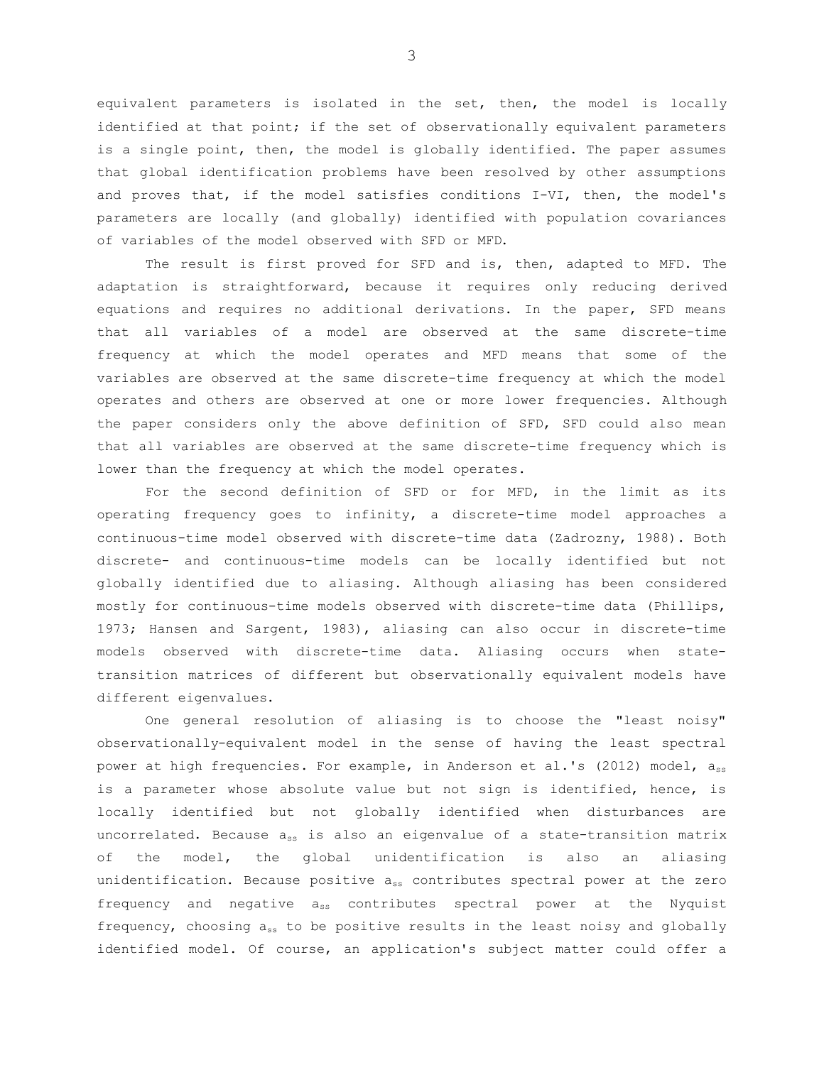equivalent parameters is isolated in the set, then, the model is locally identified at that point; if the set of observationally equivalent parameters is a single point, then, the model is globally identified. The paper assumes that global identification problems have been resolved by other assumptions and proves that, if the model satisfies conditions I-VI, then, the model's parameters are locally (and globally) identified with population covariances of variables of the model observed with SFD or MFD.

The result is first proved for SFD and is, then, adapted to MFD. The adaptation is straightforward, because it requires only reducing derived equations and requires no additional derivations. In the paper, SFD means that all variables of a model are observed at the same discrete-time frequency at which the model operates and MFD means that some of the variables are observed at the same discrete-time frequency at which the model operates and others are observed at one or more lower frequencies. Although the paper considers only the above definition of SFD, SFD could also mean that all variables are observed at the same discrete-time frequency which is lower than the frequency at which the model operates.

For the second definition of SFD or for MFD, in the limit as its operating frequency goes to infinity, a discrete-time model approaches a continuous-time model observed with discrete-time data (Zadrozny, 1988). Both discrete- and continuous-time models can be locally identified but not globally identified due to aliasing. Although aliasing has been considered mostly for continuous-time models observed with discrete-time data (Phillips, 1973; Hansen and Sargent, 1983), aliasing can also occur in discrete-time models observed with discrete-time data. Aliasing occurs when state-transition matrices of different but observationally equivalent models have different eigenvalues.

One general resolution of aliasing is to choose the "least noisy" observationally-equivalent model in the sense of having the least spectral power at high frequencies. For example, in Anderson et al.'s (2012) model, $a_{ss}$ is a parameter whose absolute value but not sign is identified, hence, is locally identified but not globally identified when disturbances are uncorrelated. Because $a_{ss}$ is also an eigenvalue of a state-transition matrix of the model, the global unidentification is also an aliasing unidentification. Because positive $a_{ss}$ contributes spectral power at the zero frequency and negative $a_{ss}$ contributes spectral power at the Nyquist frequency, choosing $a_{ss}$ to be positive results in the least noisy and globally identified model. Of course, an application's subject matter could offer a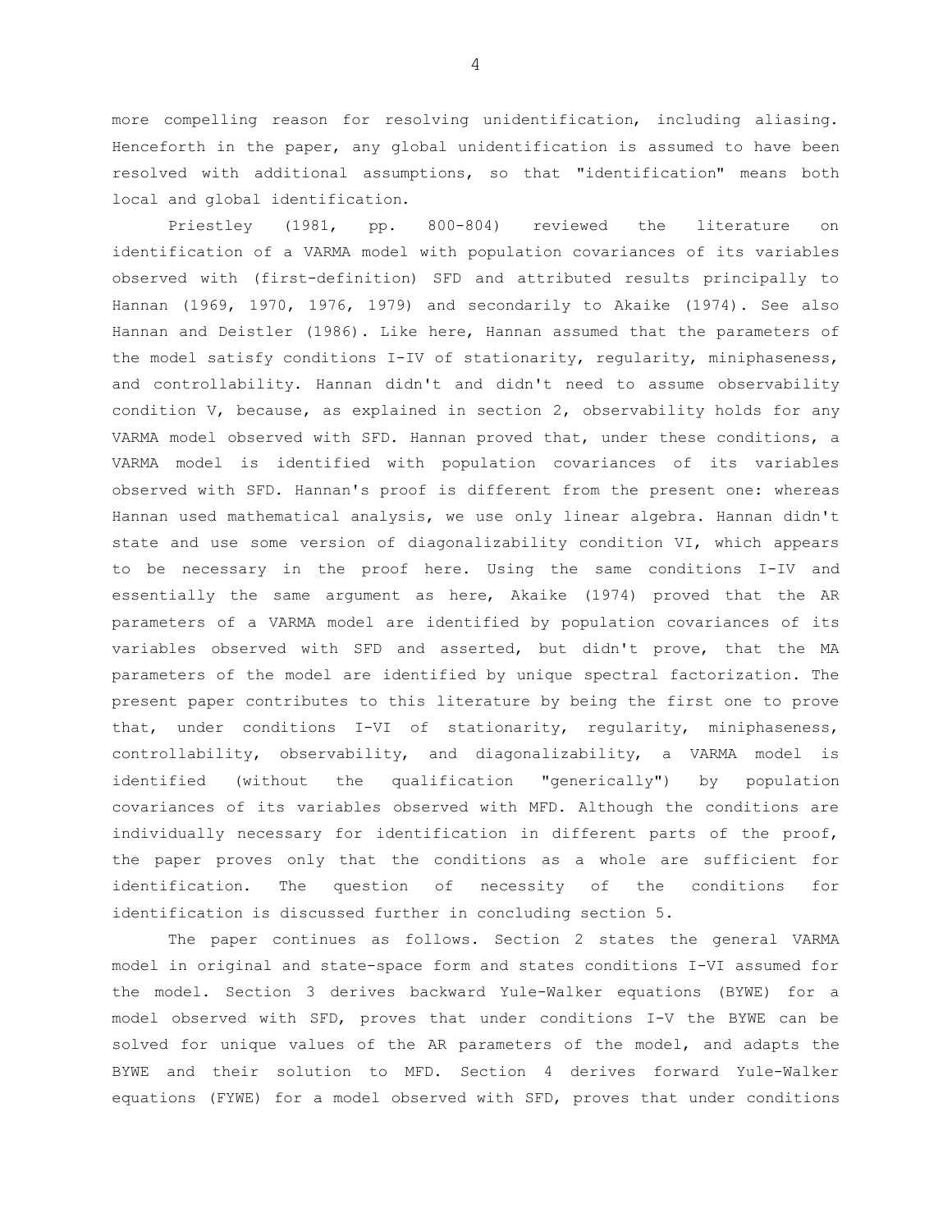more compelling reason for resolving unidentification, including aliasing. Henceforth in the paper, any global unidentification is assumed to have been resolved with additional assumptions, so that "identification" means both local and global identification.

Priestley (1981, pp. 800-804) reviewed the literature on identification of a VARMA model with population covariances of its variables observed with (first-definition) SFD and attributed results principally to Hannan (1969, 1970, 1976, 1979) and secondarily to Akaike (1974). See also Hannan and Deistler (1986). Like here, Hannan assumed that the parameters of the model satisfy conditions I-IV of stationarity, regularity, miniphaseness, and controllability. Hannan didn't and didn't need to assume observability condition V, because, as explained in section 2, observability holds for any VARMA model observed with SFD. Hannan proved that, under these conditions, a VARMA model is identified with population covariances of its variables observed with SFD. Hannan's proof is different from the present one: whereas Hannan used mathematical analysis, we use only linear algebra. Hannan didn't state and use some version of diagonalizability condition VI, which appears to be necessary in the proof here. Using the same conditions I-IV and essentially the same argument as here, Akaike (1974) proved that the AR parameters of a VARMA model are identified by population covariances of its variables observed with SFD and asserted, but didn't prove, that the MA parameters of the model are identified by unique spectral factorization. The present paper contributes to this literature by being the first one to prove that, under conditions I-VI of stationarity, regularity, miniphaseness, controllability, observability, and diagonalizability, a VARMA model is identified (without the qualification "generically") by population covariances of its variables observed with MFD. Although the conditions are individually necessary for identification in different parts of the proof, the paper proves only that the conditions as a whole are sufficient for identification. The question of necessity of the conditions for identification is discussed further in concluding section 5.

The paper continues as follows. Section 2 states the general VARMA model in original and state-space form and states conditions I-VI assumed for the model. Section 3 derives backward Yule-Walker equations (BYWE) for a model observed with SFD, proves that under conditions I-V the BYWE can be solved for unique values of the AR parameters of the model, and adapts the BYWE and their solution to MFD. Section 4 derives forward Yule-Walker equations (FYWE) for a model observed with SFD, proves that under conditions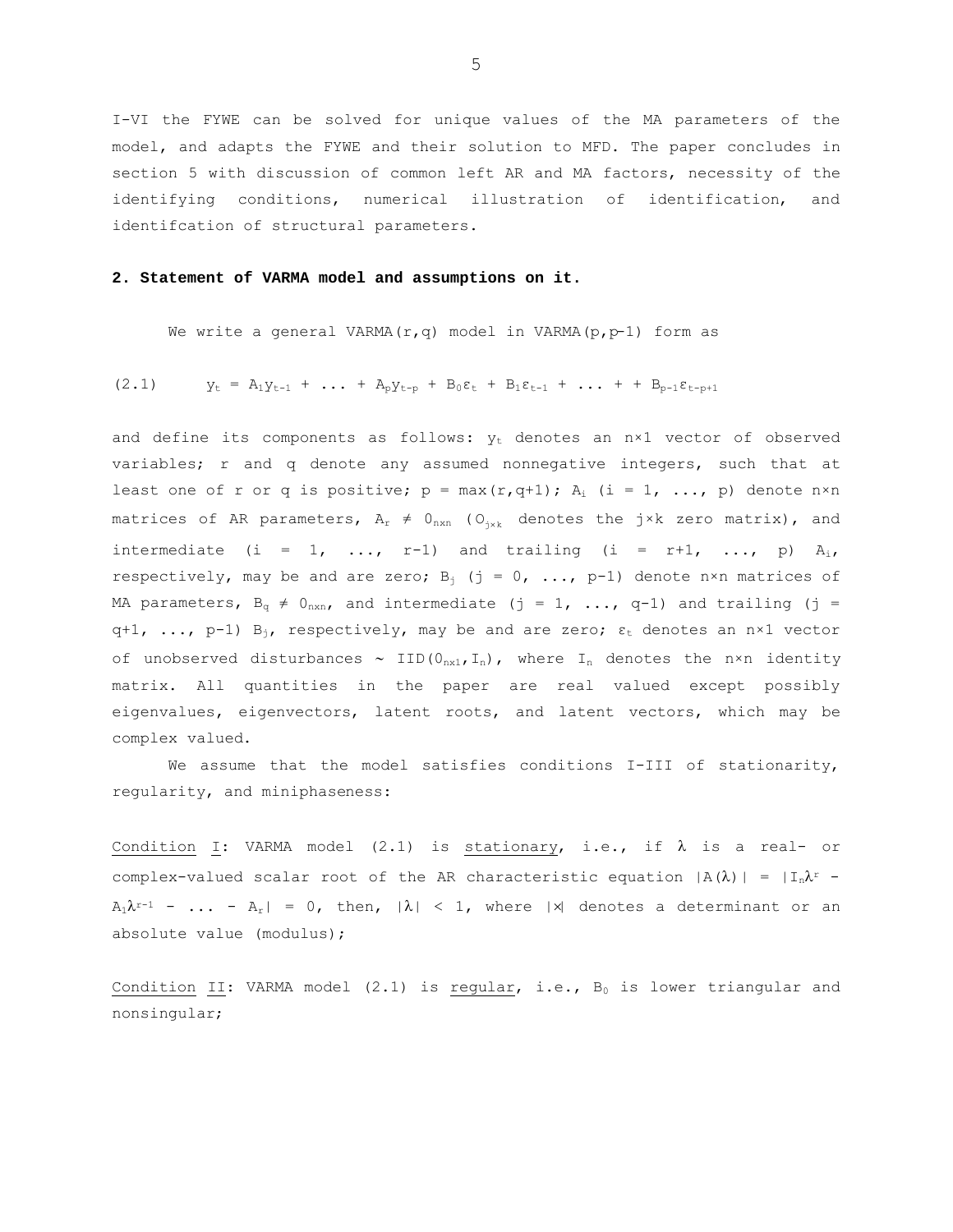I-VI the FYWE can be solved for unique values of the MA parameters of the model, and adapts the FYWE and their solution to MFD. The paper concludes in section 5 with discussion of common left AR and MA factors, necessity of the identifying conditions, numerical illustration of identification, and identifcation of structural parameters.

## 2. Statement of VARMA model and assumptions on it.

We write a general VARMA(r,q) model in VARMA(p,p−1) form as

$$(2.1) \qquad y_t = A_1y_{t-1} + \ldots + A_py_{t-p} + B_0\varepsilon_t + B_1\varepsilon_{t-1} + \ldots + + B_{p-1}\varepsilon_{t-p+1}$$

and define its components as follows: $y_t$ denotes an n×1 vector of observed variables; r and q denote any assumed nonnegative integers, such that at least one of r or q is positive; $p = \max(r,q+1)$; $A_i$ (i = 1, ..., p) denote n×n matrices of AR parameters, $A_r \neq 0_{n\times n}$ ($0_{j\times k}$ denotes the j×k zero matrix), and intermediate (i = 1, ..., r-1) and trailing (i = r+1, ..., p) $A_i$, respectively, may be and are zero; $B_j$ (j = 0, ..., p-1) denote n×n matrices of MA parameters, $B_q \neq 0_{n\times n}$, and intermediate (j = 1, ..., q-1) and trailing (j = q+1, ..., p-1) $B_j$, respectively, may be and are zero; $\varepsilon_t$ denotes an n×1 vector of unobserved disturbances ~ $IID(0_{n\times 1},I_n)$, where $I_n$ denotes the n×n identity matrix. All quantities in the paper are real valued except possibly eigenvalues, eigenvectors, latent roots, and latent vectors, which may be complex valued.

We assume that the model satisfies conditions I-III of stationarity, regularity, and miniphaseness:

<u>Condition</u> <u>I</u>: VARMA model (2.1) is <u>stationary</u>, i.e., if $\lambda$ is a real- or complex-valued scalar root of the AR characteristic equation $|A(\lambda)| = |I_n\lambda^r - A_1\lambda^{r-1} - \ldots - A_r| = 0$, then, $|\lambda| < 1$, where $|x|$ denotes a determinant or an absolute value (modulus);

<u>Condition</u> <u>II</u>: VARMA model (2.1) is <u>regular</u>, i.e., $B_0$ is lower triangular and nonsingular;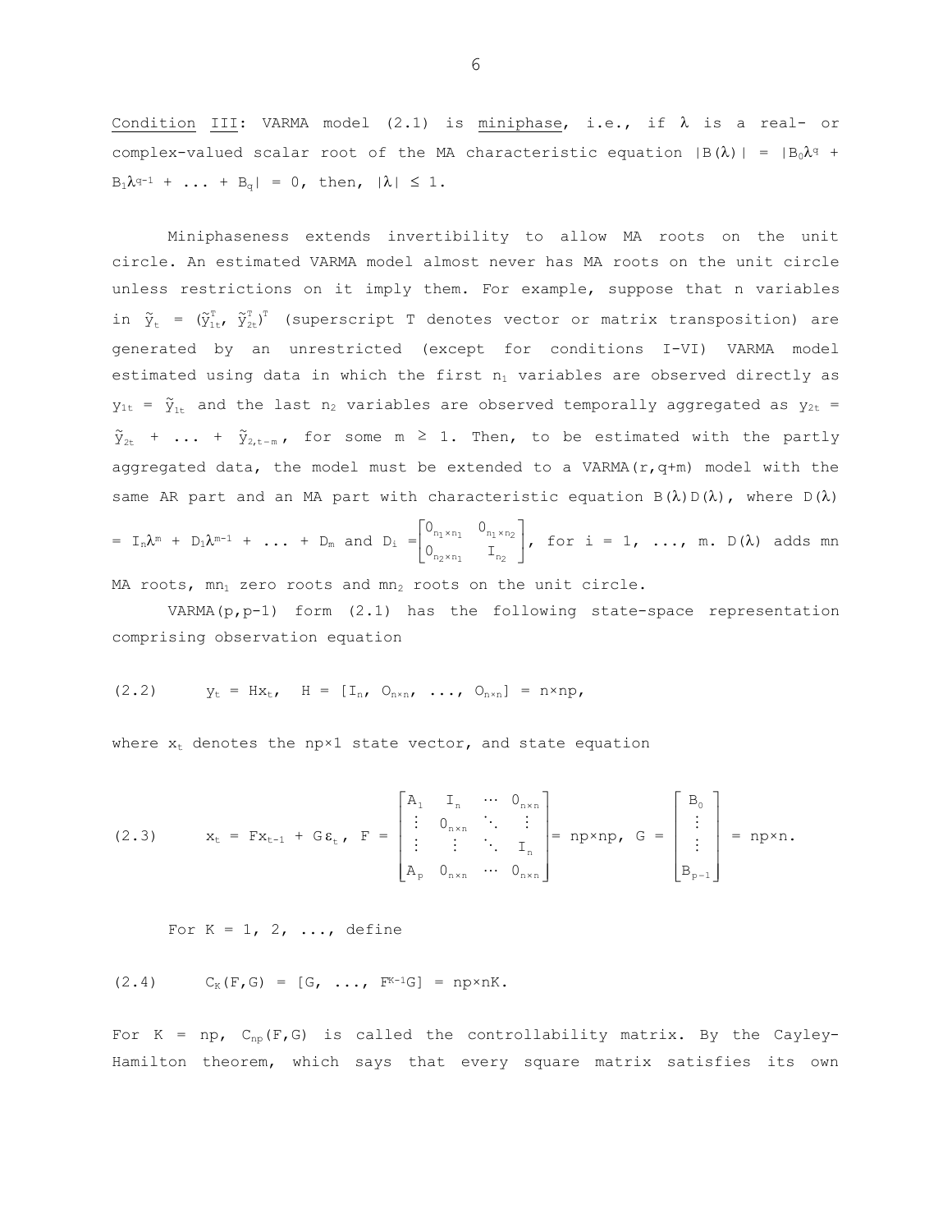Condition III: VARMA model (2.1) is miniphase, i.e., if $\lambda$ is a real- or complex-valued scalar root of the MA characteristic equation $|B(\lambda)| = |B_0\lambda^q + B_1\lambda^{q-1} + \ldots + B_q| = 0$, then, $|\lambda| \leq 1$.

Miniphaseness extends invertibility to allow MA roots on the unit circle. An estimated VARMA model almost never has MA roots on the unit circle unless restrictions on it imply them. For example, suppose that n variables in $\tilde{y}_t = (\tilde{y}_{1t}^T, \tilde{y}_{2t}^T)^T$ (superscript T denotes vector or matrix transposition) are generated by an unrestricted (except for conditions I-VI) VARMA model estimated using data in which the first $n_1$ variables are observed directly as $y_{1t} = \tilde{y}_{1t}$ and the last $n_2$ variables are observed temporally aggregated as $y_{2t} = \tilde{y}_{2t} + \ldots + \tilde{y}_{2,t-m}$, for some $m \geq 1$. Then, to be estimated with the partly aggregated data, the model must be extended to a VARMA(r,q+m) model with the same AR part and an MA part with characteristic equation $B(\lambda)D(\lambda)$, where $D(\lambda) = I_n\lambda^m + D_1\lambda^{m-1} + \ldots + D_m$ and $D_i = \begin{bmatrix} 0_{n_1\times n_1} & 0_{n_1\times n_2} \\ 0_{n_2\times n_1} & I_{n_2} \end{bmatrix}$, for $i = 1, \ldots, m$. $D(\lambda)$ adds mn MA roots, $mn_1$ zero roots and $mn_2$ roots on the unit circle.

VARMA(p,p-1) form (2.1) has the following state-space representation comprising observation equation

$$(2.2) \qquad y_t = Hx_t, \quad H = [I_n, O_{n\times n}, \ldots, O_{n\times n}] = n\times np,$$

where $x_t$ denotes the $np\times 1$ state vector, and state equation

$$(2.3) \qquad x_t = Fx_{t-1} + G\varepsilon_t, \; F = \begin{bmatrix} A_1 & I_n & \cdots & 0_{n\times n} \\ \vdots & 0_{n\times n} & \ddots & \vdots \\ \vdots & \vdots & \ddots & I_n \\ A_p & 0_{n\times n} & \cdots & 0_{n\times n} \end{bmatrix} = np\times np, \; G = \begin{bmatrix} B_0 \\ \vdots \\ \vdots \\ B_{p-1} \end{bmatrix} = np\times n.$$

For K = 1, 2, ..., define

$$(2.4) \qquad C_K(F,G) = [G, \ldots, F^{K-1}G] = np\times nK.$$

For K = np, $C_{np}(F,G)$ is called the controllability matrix. By the Cayley-Hamilton theorem, which says that every square matrix satisfies its own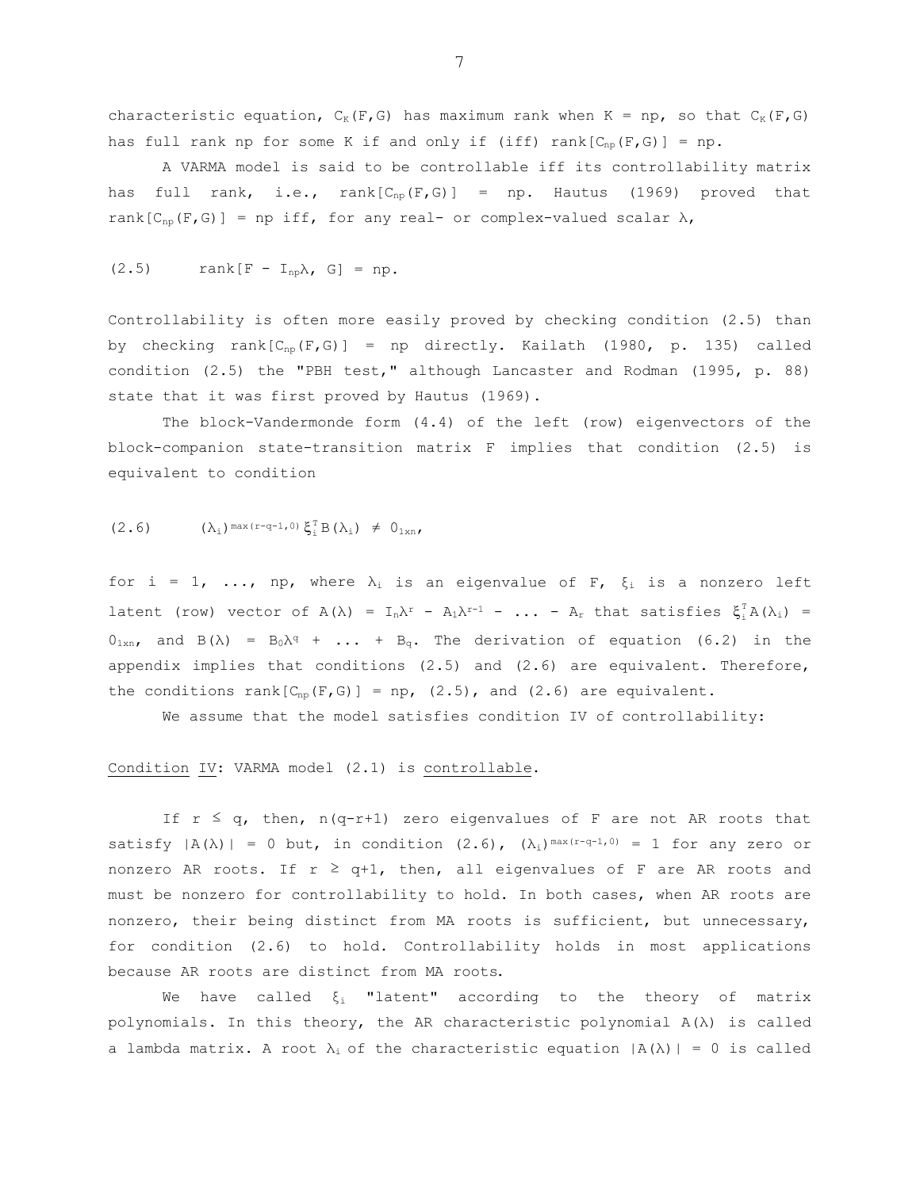characteristic equation, $C_K(F,G)$ has maximum rank when $K = np$, so that $C_K(F,G)$ has full rank $np$ for some $K$ if and only if (iff) $\text{rank}[C_{np}(F,G)] = np$.

A VARMA model is said to be controllable iff its controllability matrix has full rank, i.e., $\text{rank}[C_{np}(F,G)] = np$. Hautus (1969) proved that $\text{rank}[C_{np}(F,G)] = np$ iff, for any real- or complex-valued scalar $\lambda$,

$$\text{(2.5)} \qquad \text{rank}[F - I_{np}\lambda,\ G] = np.$$

Controllability is often more easily proved by checking condition (2.5) than by checking $\text{rank}[C_{np}(F,G)] = np$ directly. Kailath (1980, p. 135) called condition (2.5) the "PBH test," although Lancaster and Rodman (1995, p. 88) state that it was first proved by Hautus (1969).

The block-Vandermonde form (4.4) of the left (row) eigenvectors of the block-companion state-transition matrix $F$ implies that condition (2.5) is equivalent to condition

$$\text{(2.6)} \qquad (\lambda_i)^{\max(r-q-1,0)}\xi_i^T B(\lambda_i) \neq 0_{1\times n},$$

for $i = 1, \ldots, np$, where $\lambda_i$ is an eigenvalue of $F$, $\xi_i$ is a nonzero left latent (row) vector of $A(\lambda) = I_n\lambda^r - A_1\lambda^{r-1} - \ldots - A_r$ that satisfies $\xi_i^T A(\lambda_i) = 0_{1\times n}$, and $B(\lambda) = B_0\lambda^q + \ldots + B_q$. The derivation of equation (6.2) in the appendix implies that conditions (2.5) and (2.6) are equivalent. Therefore, the conditions $\text{rank}[C_{np}(F,G)] = np$, (2.5), and (2.6) are equivalent.

We assume that the model satisfies condition IV of controllability:

<u>Condition</u> <u>IV</u>: VARMA model (2.1) is <u>controllable</u>.

If $r \leq q$, then, $n(q-r+1)$ zero eigenvalues of $F$ are not AR roots that satisfy $|A(\lambda)| = 0$ but, in condition (2.6), $(\lambda_i)^{\max(r-q-1,0)} = 1$ for any zero or nonzero AR roots. If $r \geq q+1$, then, all eigenvalues of $F$ are AR roots and must be nonzero for controllability to hold. In both cases, when AR roots are nonzero, their being distinct from MA roots is sufficient, but unnecessary, for condition (2.6) to hold. Controllability holds in most applications because AR roots are distinct from MA roots.

We have called $\xi_i$ "latent" according to the theory of matrix polynomials. In this theory, the AR characteristic polynomial $A(\lambda)$ is called a lambda matrix. A root $\lambda_i$ of the characteristic equation $|A(\lambda)| = 0$ is called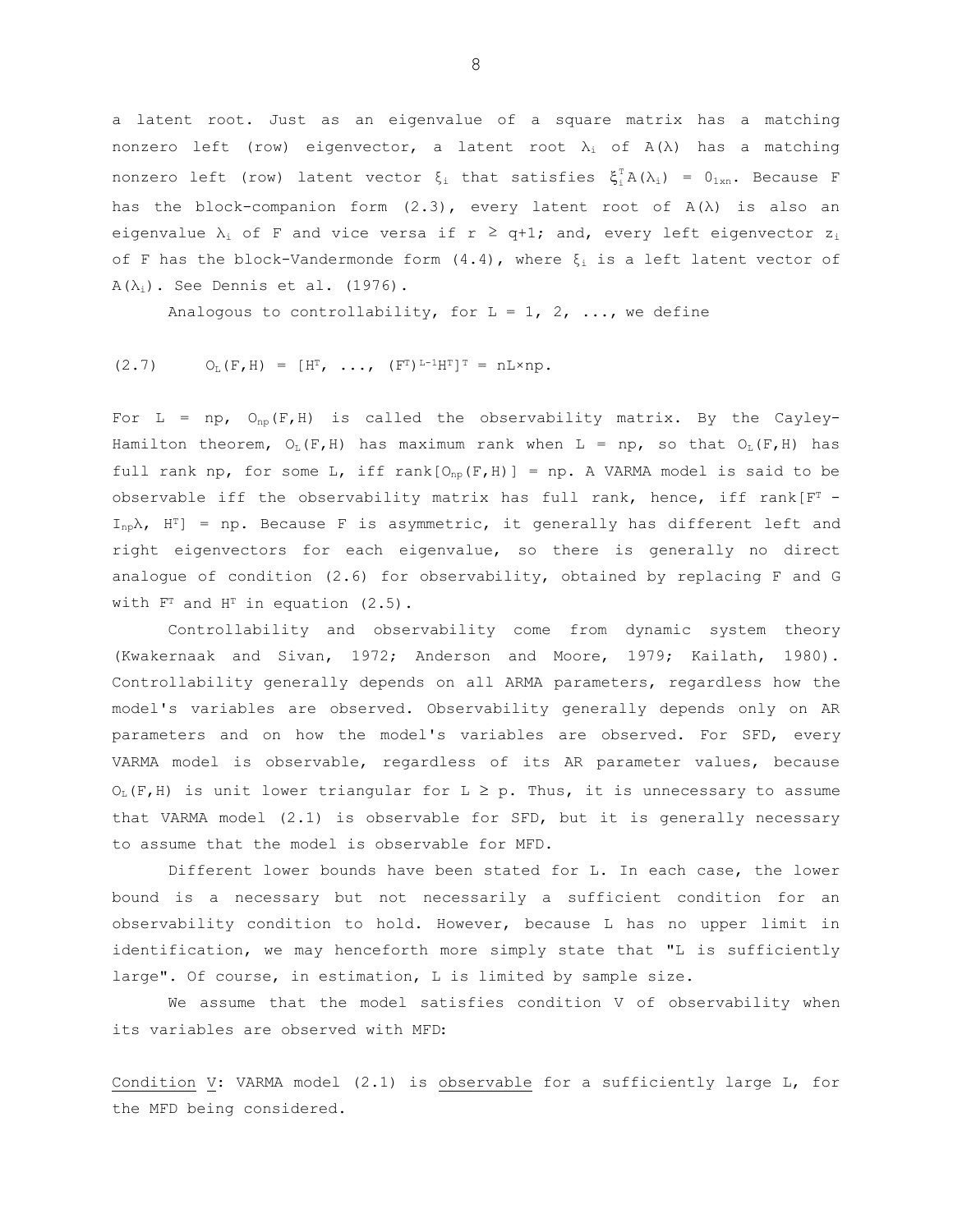a latent root. Just as an eigenvalue of a square matrix has a matching nonzero left (row) eigenvector, a latent root $\lambda_i$ of $A(\lambda)$ has a matching nonzero left (row) latent vector $\xi_i$ that satisfies $\xi_i^T A(\lambda_i) = 0_{1\times n}$. Because F has the block-companion form (2.3), every latent root of $A(\lambda)$ is also an eigenvalue $\lambda_i$ of F and vice versa if $r \geq q+1$; and, every left eigenvector $z_i$ of F has the block-Vandermonde form (4.4), where $\xi_i$ is a left latent vector of $A(\lambda_i)$. See Dennis et al. (1976).

Analogous to controllability, for L = 1, 2, ..., we define

$$(2.7) \qquad O_L(F,H) = [H^T, \ldots, (F^T)^{L-1}H^T]^T = nL\times np.$$

For L = np, $O_{np}(F,H)$ is called the observability matrix. By the Cayley-Hamilton theorem, $O_L(F,H)$ has maximum rank when L = np, so that $O_L(F,H)$ has full rank np, for some L, iff $\text{rank}[O_{np}(F,H)] = np$. A VARMA model is said to be observable iff the observability matrix has full rank, hence, iff $\text{rank}[F^T - I_{np}\lambda,\ H^T] = np$. Because F is asymmetric, it generally has different left and right eigenvectors for each eigenvalue, so there is generally no direct analogue of condition (2.6) for observability, obtained by replacing F and G with $F^T$ and $H^T$ in equation (2.5).

Controllability and observability come from dynamic system theory (Kwakernaak and Sivan, 1972; Anderson and Moore, 1979; Kailath, 1980). Controllability generally depends on all ARMA parameters, regardless how the model's variables are observed. Observability generally depends only on AR parameters and on how the model's variables are observed. For SFD, every VARMA model is observable, regardless of its AR parameter values, because $O_L(F,H)$ is unit lower triangular for $L \geq p$. Thus, it is unnecessary to assume that VARMA model (2.1) is observable for SFD, but it is generally necessary to assume that the model is observable for MFD.

Different lower bounds have been stated for L. In each case, the lower bound is a necessary but not necessarily a sufficient condition for an observability condition to hold. However, because L has no upper limit in identification, we may henceforth more simply state that "L is sufficiently large". Of course, in estimation, L is limited by sample size.

We assume that the model satisfies condition V of observability when its variables are observed with MFD:

<u>Condition</u> <u>V</u>: VARMA model (2.1) is <u>observable</u> for a sufficiently large L, for the MFD being considered.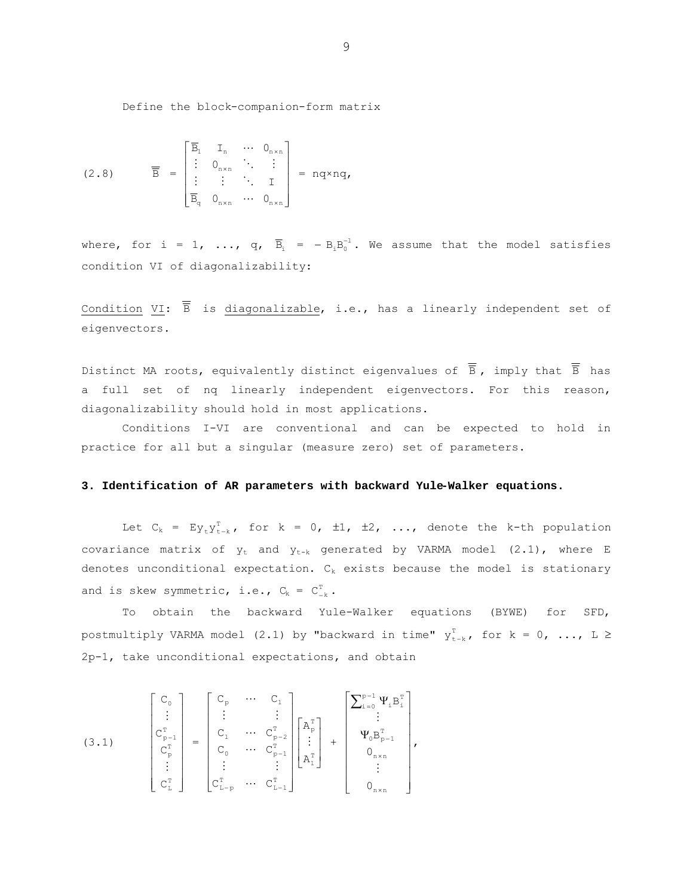Define the block-companion-form matrix

$$
(2.8) \qquad \overline{\overline{B}} = \begin{bmatrix} \overline{B}_1 & I_n & \cdots & 0_{n\times n} \\ \vdots & 0_{n\times n} & \ddots & \vdots \\ \vdots & \vdots & \ddots & I \\ \overline{B}_q & 0_{n\times n} & \cdots & 0_{n\times n} \end{bmatrix} = nq\times nq,
$$

where, for $i = 1, \ldots, q$, $\overline{B}_i = -B_i B_0^{-1}$. We assume that the model satisfies condition VI of diagonalizability:

Condition VI: $\overline{\overline{B}}$ is diagonalizable, i.e., has a linearly independent set of eigenvectors.

Distinct MA roots, equivalently distinct eigenvalues of $\overline{\overline{B}}$, imply that $\overline{\overline{B}}$ has a full set of nq linearly independent eigenvectors. For this reason, diagonalizability should hold in most applications.

Conditions I-VI are conventional and can be expected to hold in practice for all but a singular (measure zero) set of parameters.

## 3. Identification of AR parameters with backward Yule-Walker equations.

Let $C_k = Ey_t y_{t-k}^T$, for $k = 0, \pm 1, \pm 2, \ldots$, denote the k-th population covariance matrix of $y_t$ and $y_{t-k}$ generated by VARMA model (2.1), where E denotes unconditional expectation. $C_k$ exists because the model is stationary and is skew symmetric, i.e., $C_k = C_{-k}^T$.

To obtain the backward Yule-Walker equations (BYWE) for SFD, postmultiply VARMA model (2.1) by "backward in time" $y_{t-k}^T$, for $k = 0, \ldots, L \geq 2p-1$, take unconditional expectations, and obtain

$$
(3.1) \qquad \begin{bmatrix} C_0 \\ \vdots \\ C_{p-1}^T \\ C_p^T \\ \vdots \\ C_L^T \end{bmatrix} = \begin{bmatrix} C_p & \cdots & C_1 \\ \vdots & & \vdots \\ C_1 & \cdots & C_{p-2}^T \\ C_0 & \cdots & C_{p-1}^T \\ \vdots & & \vdots \\ C_{L-p}^T & \cdots & C_{L-1}^T \end{bmatrix} \begin{bmatrix} A_p^T \\ \vdots \\ A_1^T \end{bmatrix} + \begin{bmatrix} \sum_{i=0}^{p-1} \Psi_i B_i^T \\ \vdots \\ \Psi_0 B_{p-1}^T \\ 0_{n\times n} \\ \vdots \\ 0_{n\times n} \end{bmatrix},
$$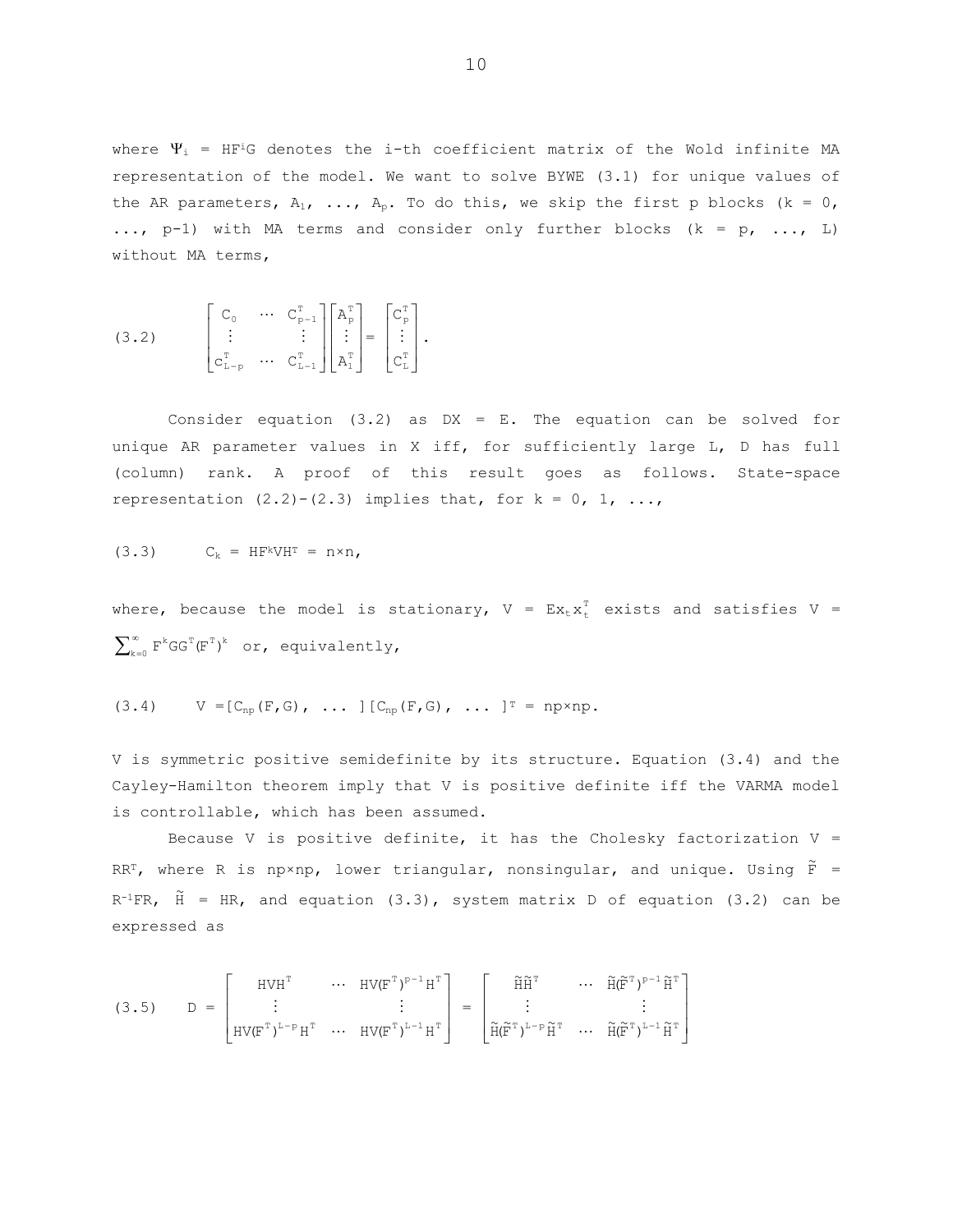where $\Psi_i = HF^iG$ denotes the i-th coefficient matrix of the Wold infinite MA representation of the model. We want to solve BYWE (3.1) for unique values of the AR parameters, $A_1, \ldots, A_p$. To do this, we skip the first p blocks (k = 0, ..., p-1) with MA terms and consider only further blocks (k = p, ..., L) without MA terms,

$$(3.2)\qquad \begin{bmatrix} C_0 & \cdots & C_{p-1}^T \\ \vdots & & \vdots \\ C_{L-p}^T & \cdots & C_{L-1}^T \end{bmatrix} \begin{bmatrix} A_p^T \\ \vdots \\ A_1^T \end{bmatrix} = \begin{bmatrix} C_p^T \\ \vdots \\ C_L^T \end{bmatrix}.$$

Consider equation (3.2) as DX = E. The equation can be solved for unique AR parameter values in X iff, for sufficiently large L, D has full (column) rank. A proof of this result goes as follows. State-space representation (2.2)-(2.3) implies that, for k = 0, 1, ...,

$$(3.3)\qquad C_k = HF^kVH^T = n\times n,$$

where, because the model is stationary, $V = Ex_tx_t^T$ exists and satisfies $V = \sum_{k=0}^{\infty} F^kGG^T(F^T)^k$ or, equivalently,

$$(3.4)\qquad V = [C_{np}(F,G),\ \ldots\ ][C_{np}(F,G),\ \ldots\ ]^T = np\times np.$$

V is symmetric positive semidefinite by its structure. Equation (3.4) and the Cayley-Hamilton theorem imply that V is positive definite iff the VARMA model is controllable, which has been assumed.

Because V is positive definite, it has the Cholesky factorization $V = RR^T$, where R is np×np, lower triangular, nonsingular, and unique. Using $\tilde{F} = R^{-1}FR$, $\tilde{H} = HR$, and equation (3.3), system matrix D of equation (3.2) can be expressed as

$$(3.5)\qquad D = \begin{bmatrix} HVH^T & \cdots & HV(F^T)^{p-1}H^T \\ \vdots & & \vdots \\ HV(F^T)^{L-p}H^T & \cdots & HV(F^T)^{L-1}H^T \end{bmatrix} = \begin{bmatrix} \tilde{H}\tilde{H}^T & \cdots & \tilde{H}(\tilde{F}^T)^{p-1}\tilde{H}^T \\ \vdots & & \vdots \\ \tilde{H}(\tilde{F}^T)^{L-p}\tilde{H}^T & \cdots & \tilde{H}(\tilde{F}^T)^{L-1}\tilde{H}^T \end{bmatrix}$$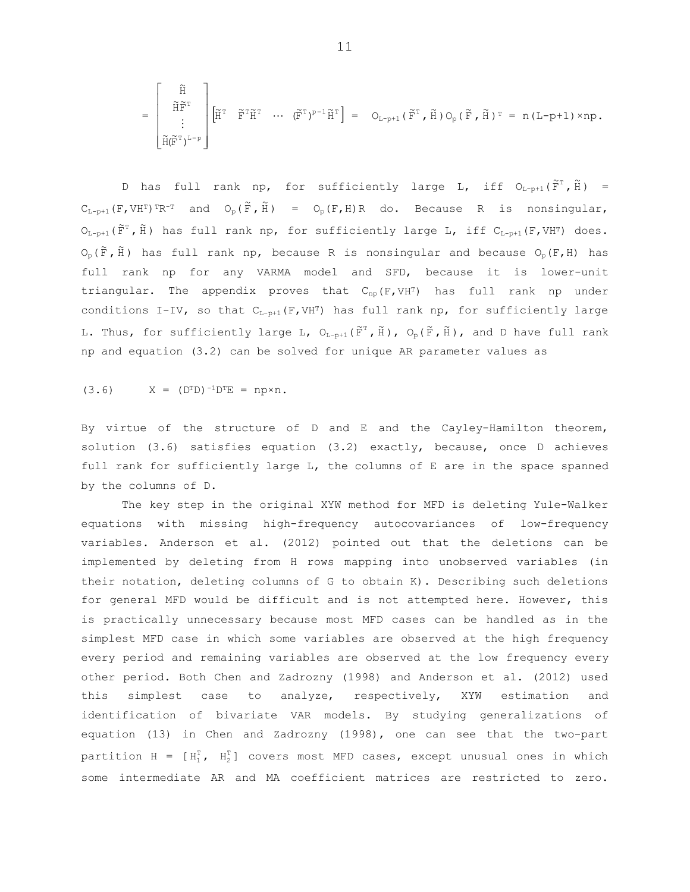$$= \begin{bmatrix} \tilde{H} \\ \tilde{H}\tilde{F}^T \\ \vdots \\ \tilde{H}(\tilde{F}^T)^{L-p} \end{bmatrix} \begin{bmatrix} \tilde{H}^T & \tilde{F}^T\tilde{H}^T & \cdots & (\tilde{F}^T)^{p-1}\tilde{H}^T \end{bmatrix} = O_{L-p+1}(\tilde{F}^T,\tilde{H})O_p(\tilde{F},\tilde{H})^T = n(L-p+1)\times np.$$

D has full rank np, for sufficiently large L, iff $O_{L-p+1}(\tilde{F}^T,\tilde{H}) = C_{L-p+1}(F,VH^T)^T R^{-T}$ and $O_p(\tilde{F},\tilde{H}) = O_p(F,H)R$ do. Because R is nonsingular, $O_{L-p+1}(\tilde{F}^T,\tilde{H})$ has full rank np, for sufficiently large L, iff $C_{L-p+1}(F,VH^T)$ does. $O_p(\tilde{F},\tilde{H})$ has full rank np, because R is nonsingular and because $O_p(F,H)$ has full rank np for any VARMA model and SFD, because it is lower-unit triangular. The appendix proves that $C_{np}(F,VH^T)$ has full rank np under conditions I-IV, so that $C_{L-p+1}(F,VH^T)$ has full rank np, for sufficiently large L. Thus, for sufficiently large L, $O_{L-p+1}(\tilde{F}^T,\tilde{H})$, $O_p(\tilde{F},\tilde{H})$, and D have full rank np and equation (3.2) can be solved for unique AR parameter values as

(3.6) $X = (D^TD)^{-1}D^TE = np\times n.$

By virtue of the structure of D and E and the Cayley-Hamilton theorem, solution (3.6) satisfies equation (3.2) exactly, because, once D achieves full rank for sufficiently large L, the columns of E are in the space spanned by the columns of D.

The key step in the original XYW method for MFD is deleting Yule-Walker equations with missing high-frequency autocovariances of low-frequency variables. Anderson et al. (2012) pointed out that the deletions can be implemented by deleting from H rows mapping into unobserved variables (in their notation, deleting columns of G to obtain K). Describing such deletions for general MFD would be difficult and is not attempted here. However, this is practically unnecessary because most MFD cases can be handled as in the simplest MFD case in which some variables are observed at the high frequency every period and remaining variables are observed at the low frequency every other period. Both Chen and Zadrozny (1998) and Anderson et al. (2012) used this simplest case to analyze, respectively, XYW estimation and identification of bivariate VAR models. By studying generalizations of equation (13) in Chen and Zadrozny (1998), one can see that the two-part partition $H = [H_1^T,\ H_2^T]$ covers most MFD cases, except unusual ones in which some intermediate AR and MA coefficient matrices are restricted to zero.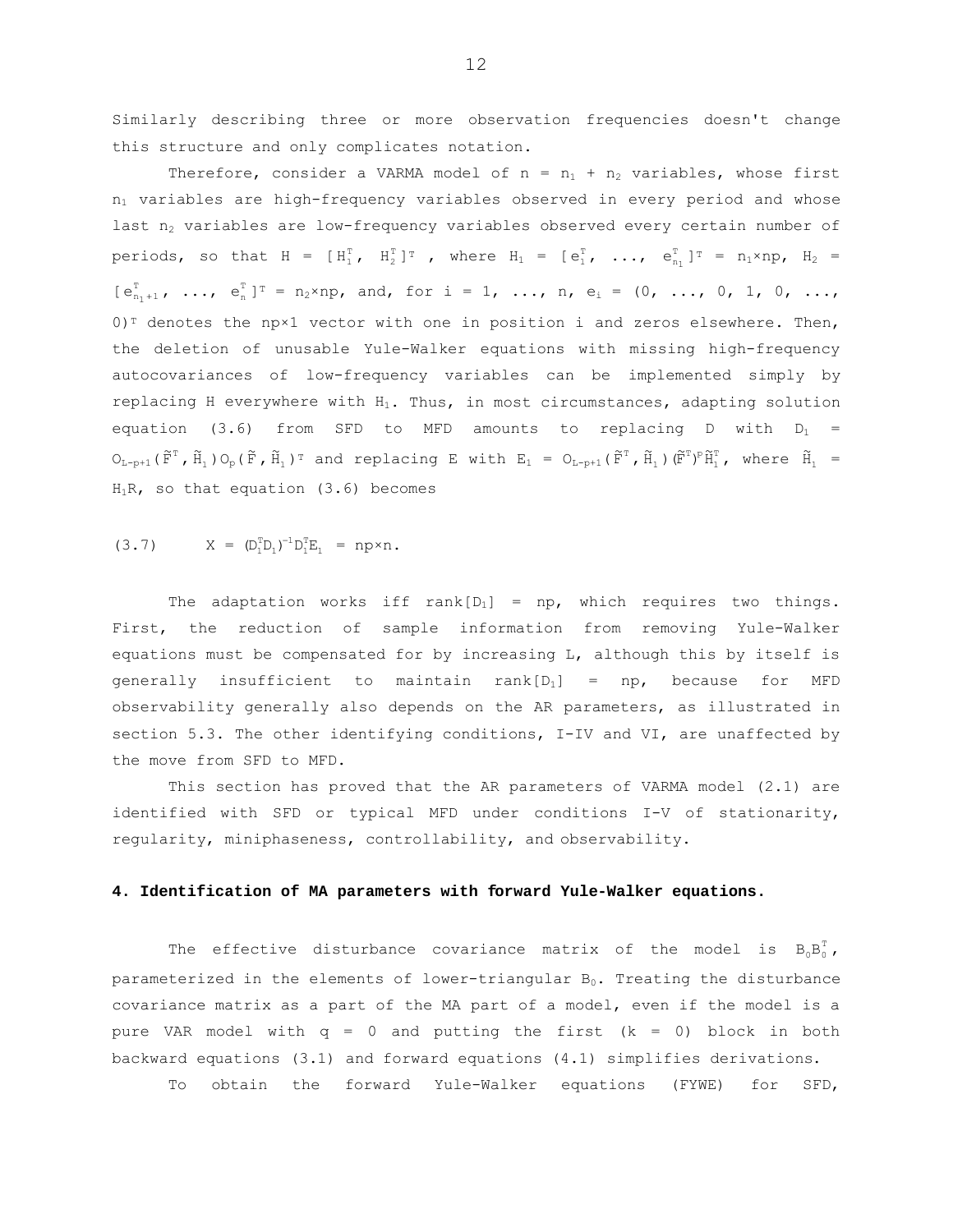Similarly describing three or more observation frequencies doesn't change this structure and only complicates notation.

Therefore, consider a VARMA model of $n = n_1 + n_2$ variables, whose first $n_1$ variables are high-frequency variables observed in every period and whose last $n_2$ variables are low-frequency variables observed every certain number of periods, so that $H = [H_1^T,\ H_2^T]^T$, where $H_1 = [e_1^T,\ \ldots,\ e_{n_1}^T]^T = n_1\times np$, $H_2 = [e_{n_1+1}^T,\ \ldots,\ e_n^T]^T = n_2\times np$, and, for $i = 1, \ldots, n$, $e_i = (0, \ldots, 0, 1, 0, \ldots, 0)^T$ denotes the $np\times 1$ vector with one in position $i$ and zeros elsewhere. Then, the deletion of unusable Yule-Walker equations with missing high-frequency autocovariances of low-frequency variables can be implemented simply by replacing $H$ everywhere with $H_1$. Thus, in most circumstances, adapting solution equation (3.6) from SFD to MFD amounts to replacing $D$ with $D_1 = O_{L-p+1}(\tilde{F}^T, \tilde{H}_1)O_p(\tilde{F}, \tilde{H}_1)^T$ and replacing $E$ with $E_1 = O_{L-p+1}(\tilde{F}^T, \tilde{H}_1)(\tilde{F}^T)^p\tilde{H}_1^T$, where $\tilde{H}_1 = H_1R$, so that equation (3.6) becomes

$$(3.7) \qquad X = (D_1^T D_1)^{-1} D_1^T E_1 = np\times n.$$

The adaptation works iff $\text{rank}[D_1] = np$, which requires two things. First, the reduction of sample information from removing Yule-Walker equations must be compensated for by increasing $L$, although this by itself is generally insufficient to maintain $\text{rank}[D_1] = np$, because for MFD observability generally also depends on the AR parameters, as illustrated in section 5.3. The other identifying conditions, I-IV and VI, are unaffected by the move from SFD to MFD.

This section has proved that the AR parameters of VARMA model (2.1) are identified with SFD or typical MFD under conditions I-V of stationarity, regularity, miniphaseness, controllability, and observability.

## 4. Identification of MA parameters with forward Yule-Walker equations.

The effective disturbance covariance matrix of the model is $B_0B_0^T$, parameterized in the elements of lower-triangular $B_0$. Treating the disturbance covariance matrix as a part of the MA part of a model, even if the model is a pure VAR model with $q = 0$ and putting the first ($k = 0$) block in both backward equations (3.1) and forward equations (4.1) simplifies derivations.

To obtain the forward Yule-Walker equations (FYWE) for SFD,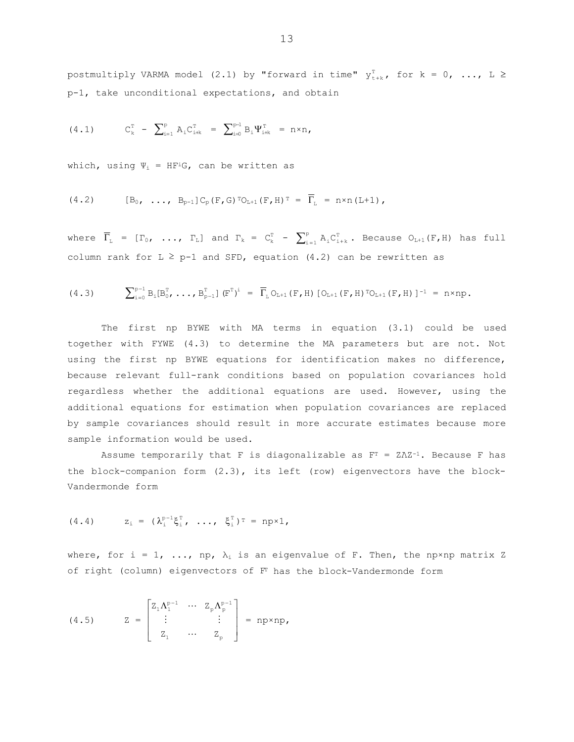postmultiply VARMA model (2.1) by "forward in time" $y_{t+k}^{T}$, for k = 0, ..., L ≥ p-1, take unconditional expectations, and obtain

$$(4.1) \qquad C_k^T - \sum_{i=1}^{p} A_i C_{i+k}^T = \sum_{i=0}^{p-1} B_i \Psi_{i+k}^T = n\times n,$$

which, using $\Psi_i = HF^iG$, can be written as

$$(4.2) \qquad [B_0, \ldots, B_{p-1}]C_p(F,G)^T O_{L+1}(F,H)^T = \overline{\Gamma}_L = n\times n(L+1),$$

where $\overline{\Gamma}_L = [\Gamma_0, \ldots, \Gamma_L]$ and $\Gamma_k = C_k^T - \sum_{i=1}^{p} A_i C_{i+k}^T$. Because $O_{L+1}(F,H)$ has full column rank for L ≥ p-1 and SFD, equation (4.2) can be rewritten as

$$(4.3) \qquad \sum_{i=0}^{p-1} B_i [B_0^T, \ldots, B_{p-1}^T](F^T)^i = \overline{\Gamma}_L O_{L+1}(F,H)[O_{L+1}(F,H)^T O_{L+1}(F,H)]^{-1} = n\times np.$$

The first np BYWE with MA terms in equation (3.1) could be used together with FYWE (4.3) to determine the MA parameters but are not. Not using the first np BYWE equations for identification makes no difference, because relevant full-rank conditions based on population covariances hold regardless whether the additional equations are used. However, using the additional equations for estimation when population covariances are replaced by sample covariances should result in more accurate estimates because more sample information would be used.

Assume temporarily that F is diagonalizable as $F^T = Z\Lambda Z^{-1}$. Because F has the block-companion form (2.3), its left (row) eigenvectors have the block-Vandermonde form

$$(4.4) \qquad z_i = (\lambda_i^{p-1}\xi_i^T, \ldots, \xi_i^T)^T = np\times 1,$$

where, for i = 1, ..., np, $\lambda_i$ is an eigenvalue of F. Then, the np×np matrix Z of right (column) eigenvectors of $F^T$ has the block-Vandermonde form

$$(4.5) \qquad Z = \begin{bmatrix} Z_1\Lambda_1^{p-1} & \cdots & Z_p\Lambda_p^{p-1} \\ \vdots & & \vdots \\ Z_1 & \cdots & Z_p \end{bmatrix} = np\times np,$$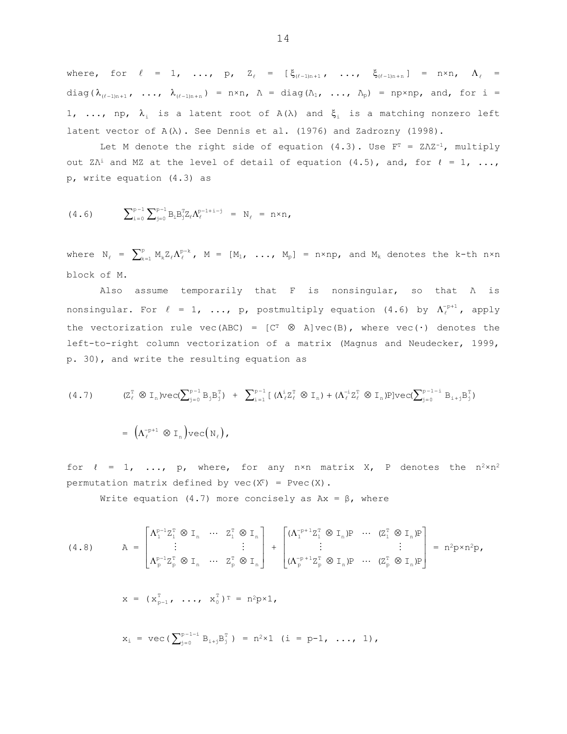where, for $\ell = 1, \ldots, p$, $Z_\ell = [\xi_{(\ell-1)n+1}, \ldots, \xi_{(\ell-1)n+n}] = n{\times}n$, $\Lambda_\ell = \text{diag}(\lambda_{(\ell-1)n+1}, \ldots, \lambda_{(\ell-1)n+n}) = n{\times}n$, $\Lambda = \text{diag}(\Lambda_1, \ldots, \Lambda_p) = np{\times}np$, and, for $i = 1, \ldots, np$, $\lambda_i$ is a latent root of $A(\lambda)$ and $\xi_i$ is a matching nonzero left latent vector of $A(\lambda)$. See Dennis et al. (1976) and Zadrozny (1998).

Let M denote the right side of equation (4.3). Use $F^T = Z\Lambda Z^{-1}$, multiply out $Z\Lambda^i$ and $MZ$ at the level of detail of equation (4.5), and, for $\ell = 1, \ldots, p$, write equation (4.3) as

$$\text{(4.6)} \qquad \sum_{i=0}^{p-1}\sum_{j=0}^{p-1} B_i B_j^T Z_\ell \Lambda_\ell^{p-1+i-j} = N_\ell = n{\times}n,$$

where $N_\ell = \sum_{k=1}^{p} M_k Z_\ell \Lambda_\ell^{p-k}$, $M = [M_1, \ldots, M_p] = n{\times}np$, and $M_k$ denotes the k-th $n{\times}n$ block of M.

Also assume temporarily that F is nonsingular, so that $\Lambda$ is nonsingular. For $\ell = 1, \ldots, p$, postmultiply equation (4.6) by $\Lambda_\ell^{-p+1}$, apply the vectorization rule $\text{vec}(ABC) = [C^T \otimes A]\text{vec}(B)$, where $\text{vec}(\cdot)$ denotes the left-to-right column vectorization of a matrix (Magnus and Neudecker, 1999, p. 30), and write the resulting equation as

$$\text{(4.7)} \qquad (Z_\ell^T \otimes I_n)\text{vec}(\textstyle\sum_{j=0}^{p-1} B_j B_j^T) + \sum_{i=1}^{p-1}[(\Lambda_\ell^{i} Z_\ell^T \otimes I_n) + (\Lambda_\ell^{-i} Z_\ell^T \otimes I_n)P]\text{vec}(\sum_{j=0}^{p-1-i} B_{i+j} B_j^T)$$

$$= \left(\Lambda_\ell^{-p+1} \otimes I_n\right)\text{vec}\left(N_\ell\right),$$

for $\ell = 1, \ldots, p$, where, for any $n{\times}n$ matrix X, P denotes the $n^2{\times}n^2$ permutation matrix defined by $\text{vec}(X^T) = P\text{vec}(X)$.

Write equation (4.7) more concisely as $Ax = \beta$, where

$$\text{(4.8)} \qquad A = \begin{bmatrix} \Lambda_1^{p-1} Z_1^T \otimes I_n & \cdots & Z_1^T \otimes I_n \\ \vdots & & \vdots \\ \Lambda_p^{p-1} Z_p^T \otimes I_n & \cdots & Z_p^T \otimes I_n \end{bmatrix} + \begin{bmatrix} (\Lambda_1^{-p+1} Z_1^T \otimes I_n)P & \cdots & (Z_1^T \otimes I_n)P \\ \vdots & & \vdots \\ (\Lambda_p^{-p+1} Z_p^T \otimes I_n)P & \cdots & (Z_p^T \otimes I_n)P \end{bmatrix} = n^2p{\times}n^2p,$$

$$x = (x_{p-1}^T, \ldots, x_0^T)^T = n^2p{\times}1,$$

$$x_i = \text{vec}(\textstyle\sum_{j=0}^{p-1-i} B_{i+j} B_j^T) = n^2{\times}1 \quad (i = p-1, \ldots, 1),$$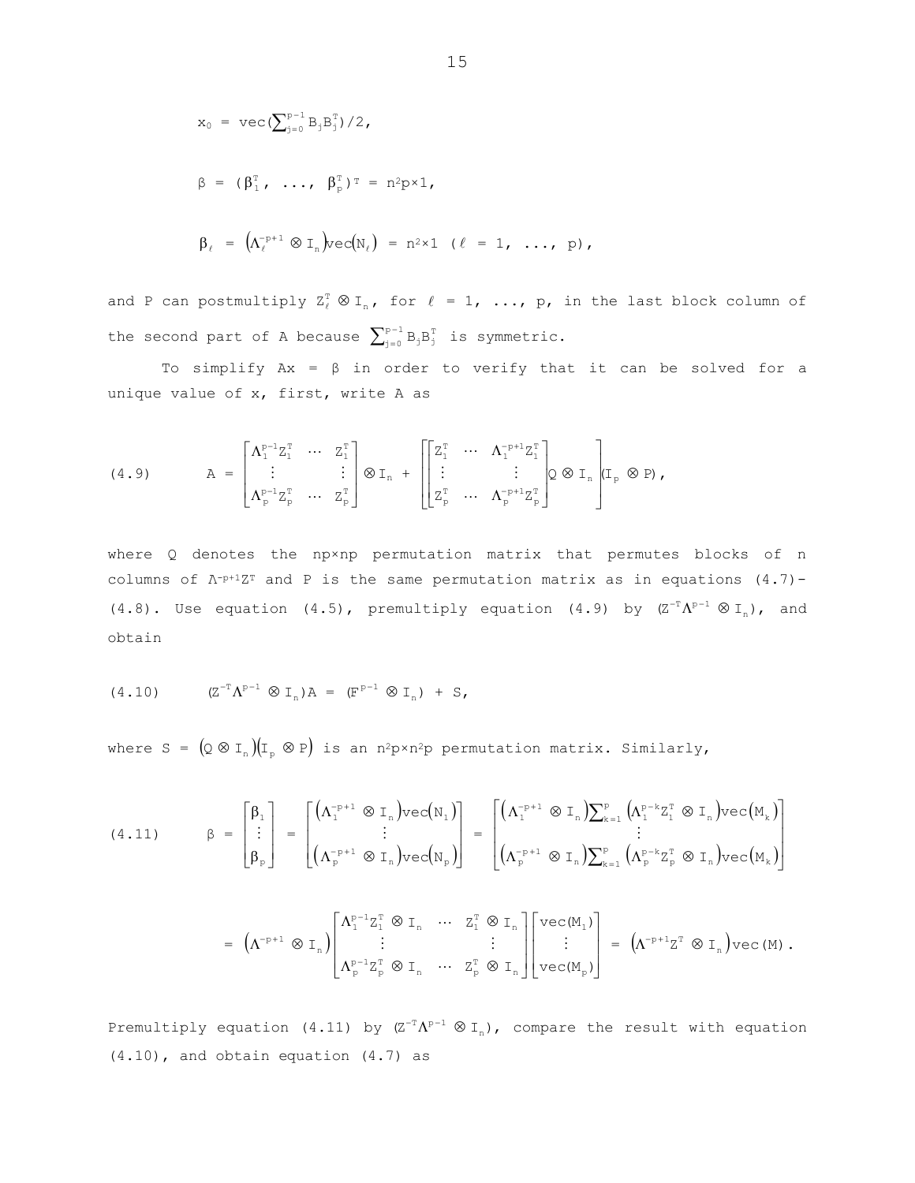$$x_0 = \text{vec}(\textstyle\sum_{j=0}^{p-1} B_j B_j^T)/2,$$

$$\beta = (\beta_1^T, \ \ldots, \ \beta_p^T)^T = n^2p{\times}1,$$

$$\beta_\ell = \left(\Lambda_\ell^{-p+1} \otimes I_n\right)\text{vec}\left(N_\ell\right) = n^2{\times}1 \ \ (\ell = 1, \ \ldots, \ p),$$

and P can postmultiply $Z_\ell^T \otimes I_n$, for $\ell = 1, \ \ldots, \ p$, in the last block column of the second part of A because $\sum_{j=0}^{p-1} B_j B_j^T$ is symmetric.

To simplify $Ax = \beta$ in order to verify that it can be solved for a unique value of x, first, write A as

$$\text{(4.9)} \qquad A = \begin{bmatrix} \Lambda_1^{p-1} Z_1^T & \cdots & Z_1^T \\ \vdots & & \vdots \\ \Lambda_p^{p-1} Z_p^T & \cdots & Z_p^T \end{bmatrix} \otimes I_n + \left[\begin{bmatrix} Z_1^T & \cdots & \Lambda_1^{-p+1} Z_1^T \\ \vdots & & \vdots \\ Z_p^T & \cdots & \Lambda_p^{-p+1} Z_p^T \end{bmatrix} Q \otimes I_n\right](I_p \otimes P),$$

where Q denotes the $np{\times}np$ permutation matrix that permutes blocks of n columns of $\Lambda^{-p+1}Z^T$ and P is the same permutation matrix as in equations (4.7)-(4.8). Use equation (4.5), premultiply equation (4.9) by $(Z^{-T}\Lambda^{p-1} \otimes I_n)$, and obtain

$$\text{(4.10)} \qquad (Z^{-T}\Lambda^{p-1} \otimes I_n)A = (F^{p-1} \otimes I_n) + S,$$

where $S = \left(Q \otimes I_n\right)\left(I_p \otimes P\right)$ is an $n^2p{\times}n^2p$ permutation matrix. Similarly,

$$\text{(4.11)} \qquad \beta = \begin{bmatrix} \beta_1 \\ \vdots \\ \beta_p \end{bmatrix} = \begin{bmatrix} \left(\Lambda_1^{-p+1} \otimes I_n\right)\text{vec}\left(N_1\right) \\ \vdots \\ \left(\Lambda_p^{-p+1} \otimes I_n\right)\text{vec}\left(N_p\right) \end{bmatrix} = \begin{bmatrix} \left(\Lambda_1^{-p+1} \otimes I_n\right)\sum_{k=1}^{p} \left(\Lambda_1^{p-k} Z_1^T \otimes I_n\right)\text{vec}\left(M_k\right) \\ \vdots \\ \left(\Lambda_p^{-p+1} \otimes I_n\right)\sum_{k=1}^{p} \left(\Lambda_p^{p-k} Z_p^T \otimes I_n\right)\text{vec}\left(M_k\right) \end{bmatrix}$$

$$= \left(\Lambda^{-p+1} \otimes I_n\right)\begin{bmatrix} \Lambda_1^{p-1} Z_1^T \otimes I_n & \cdots & Z_1^T \otimes I_n \\ \vdots & & \vdots \\ \Lambda_p^{p-1} Z_p^T \otimes I_n & \cdots & Z_p^T \otimes I_n \end{bmatrix}\begin{bmatrix} \text{vec}(M_1) \\ \vdots \\ \text{vec}(M_p) \end{bmatrix} = \left(\Lambda^{-p+1} Z^T \otimes I_n\right)\text{vec}(M).$$

Premultiply equation (4.11) by $(Z^{-T}\Lambda^{p-1} \otimes I_n)$, compare the result with equation (4.10), and obtain equation (4.7) as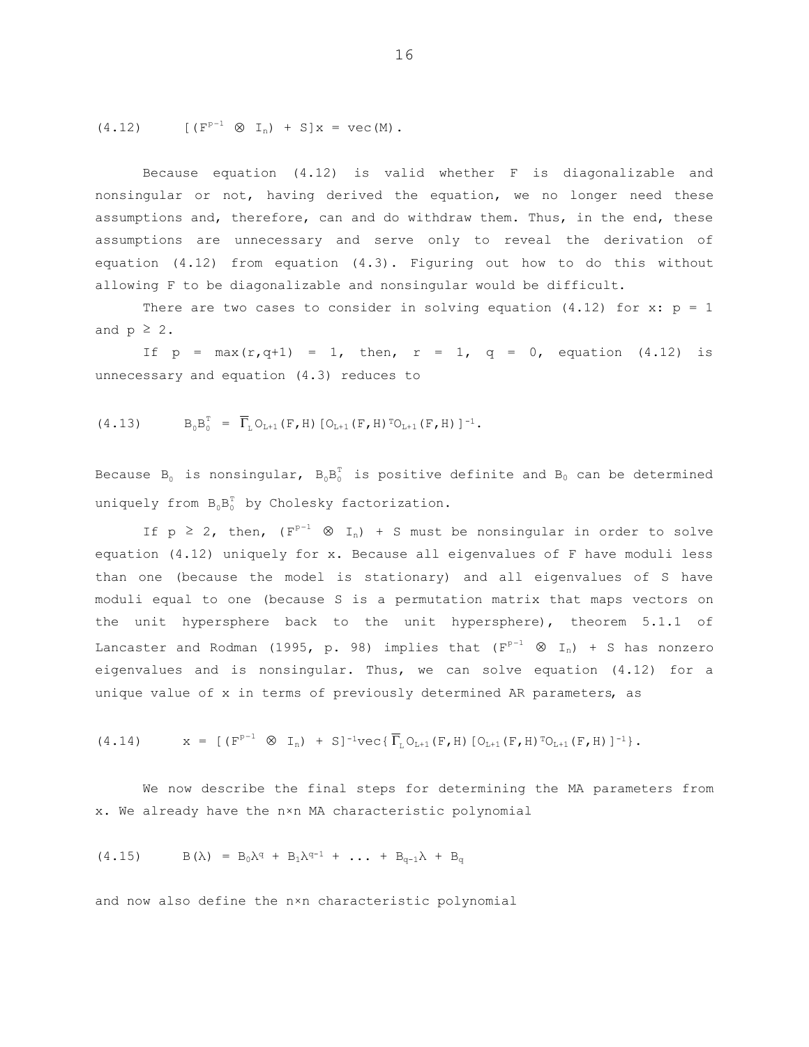$$(4.12) \qquad [(F^{p-1} \otimes I_n) + S]x = \text{vec}(M).$$

Because equation (4.12) is valid whether F is diagonalizable and nonsingular or not, having derived the equation, we no longer need these assumptions and, therefore, can and do withdraw them. Thus, in the end, these assumptions are unnecessary and serve only to reveal the derivation of equation (4.12) from equation (4.3). Figuring out how to do this without allowing F to be diagonalizable and nonsingular would be difficult.

There are two cases to consider in solving equation (4.12) for x: $p = 1$ and $p \geq 2$.

If $p = \max(r, q+1) = 1$, then, $r = 1$, $q = 0$, equation (4.12) is unnecessary and equation (4.3) reduces to

$$(4.13) \qquad B_0B_0^T = \overline{\Gamma}_L O_{L+1}(F,H)[O_{L+1}(F,H)^T O_{L+1}(F,H)]^{-1}.$$

Because $B_0$ is nonsingular, $B_0B_0^T$ is positive definite and $B_0$ can be determined uniquely from $B_0B_0^T$ by Cholesky factorization.

If $p \geq 2$, then, $(F^{p-1} \otimes I_n) + S$ must be nonsingular in order to solve equation (4.12) uniquely for x. Because all eigenvalues of F have moduli less than one (because the model is stationary) and all eigenvalues of S have moduli equal to one (because S is a permutation matrix that maps vectors on the unit hypersphere back to the unit hypersphere), theorem 5.1.1 of Lancaster and Rodman (1995, p. 98) implies that $(F^{p-1} \otimes I_n) + S$ has nonzero eigenvalues and is nonsingular. Thus, we can solve equation (4.12) for a unique value of x in terms of previously determined AR parameters, as

$$(4.14) \qquad x = [(F^{p-1} \otimes I_n) + S]^{-1}\text{vec}\{\overline{\Gamma}_L O_{L+1}(F,H)[O_{L+1}(F,H)^T O_{L+1}(F,H)]^{-1}\}.$$

We now describe the final steps for determining the MA parameters from x. We already have the n×n MA characteristic polynomial

$$(4.15) \qquad B(\lambda) = B_0\lambda^q + B_1\lambda^{q-1} + \ldots + B_{q-1}\lambda + B_q$$

and now also define the n×n characteristic polynomial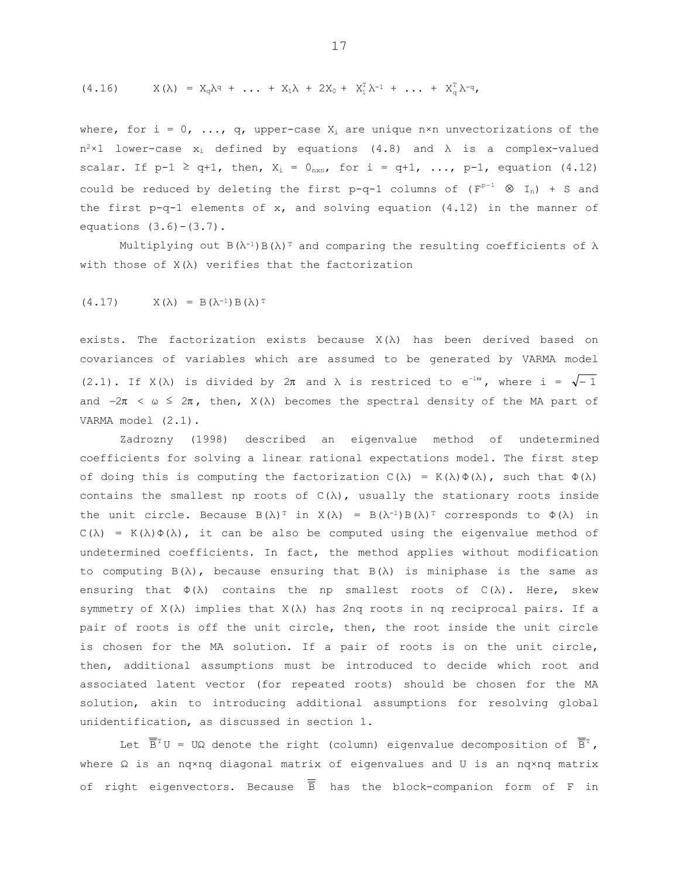$$(4.16) \qquad X(\lambda) = X_q\lambda^q + \ldots + X_1\lambda + 2X_0 + X_1^T\lambda^{-1} + \ldots + X_q^T\lambda^{-q},$$

where, for $i = 0, \ldots, q$, upper-case $X_i$ are unique $n{\times}n$ unvectorizations of the $n^2{\times}1$ lower-case $x_i$ defined by equations (4.8) and $\lambda$ is a complex-valued scalar. If $p-1 \geq q+1$, then, $X_i = 0_{n\times n}$, for $i = q+1, \ldots, p-1$, equation (4.12) could be reduced by deleting the first $p-q-1$ columns of $(F^{p-1} \otimes I_n) + S$ and the first $p-q-1$ elements of $x$, and solving equation (4.12) in the manner of equations (3.6)-(3.7).

Multiplying out $B(\lambda^{-1})B(\lambda)^T$ and comparing the resulting coefficients of $\lambda$ with those of $X(\lambda)$ verifies that the factorization

$$(4.17) \qquad X(\lambda) = B(\lambda^{-1})B(\lambda)^T$$

exists. The factorization exists because $X(\lambda)$ has been derived based on covariances of variables which are assumed to be generated by VARMA model (2.1). If $X(\lambda)$ is divided by $2\pi$ and $\lambda$ is restriced to $e^{-i\omega}$, where $i = \sqrt{-1}$ and $-2\pi < \omega \leq 2\pi$, then, $X(\lambda)$ becomes the spectral density of the MA part of VARMA model (2.1).

Zadrozny (1998) described an eigenvalue method of undetermined coefficients for solving a linear rational expectations model. The first step of doing this is computing the factorization $C(\lambda) = K(\lambda)\Phi(\lambda)$, such that $\Phi(\lambda)$ contains the smallest np roots of $C(\lambda)$, usually the stationary roots inside the unit circle. Because $B(\lambda)^T$ in $X(\lambda) = B(\lambda^{-1})B(\lambda)^T$ corresponds to $\Phi(\lambda)$ in $C(\lambda) = K(\lambda)\Phi(\lambda)$, it can be also be computed using the eigenvalue method of undetermined coefficients. In fact, the method applies without modification to computing $B(\lambda)$, because ensuring that $B(\lambda)$ is miniphase is the same as ensuring that $\Phi(\lambda)$ contains the np smallest roots of $C(\lambda)$. Here, skew symmetry of $X(\lambda)$ implies that $X(\lambda)$ has 2nq roots in nq reciprocal pairs. If a pair of roots is off the unit circle, then, the root inside the unit circle is chosen for the MA solution. If a pair of roots is on the unit circle, then, additional assumptions must be introduced to decide which root and associated latent vector (for repeated roots) should be chosen for the MA solution, akin to introducing additional assumptions for resolving global unidentification, as discussed in section 1.

Let $\overline{\overline{B}}^TU = U\Omega$ denote the right (column) eigenvalue decomposition of $\overline{\overline{B}}^T$, where $\Omega$ is an $nq{\times}nq$ diagonal matrix of eigenvalues and $U$ is an $nq{\times}nq$ matrix of right eigenvectors. Because $\overline{\overline{B}}$ has the block-companion form of $F$ in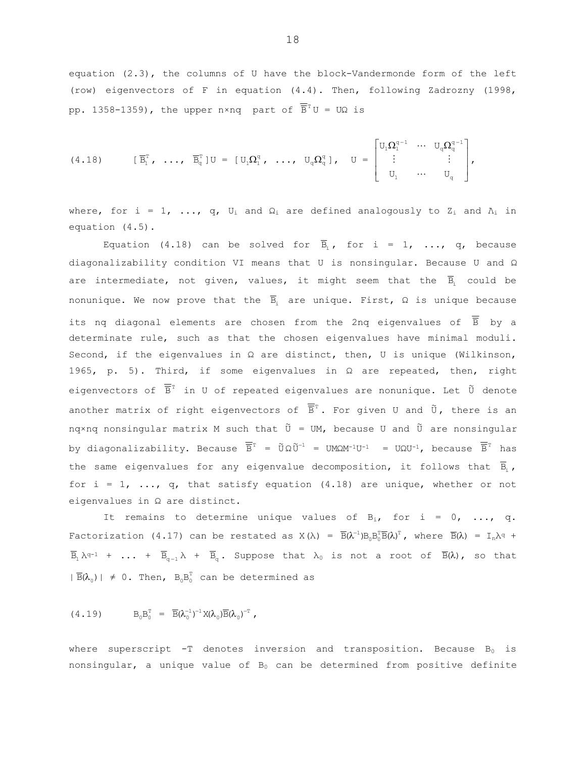equation (2.3), the columns of U have the block-Vandermonde form of the left (row) eigenvectors of F in equation (4.4). Then, following Zadrozny (1998, pp. 1358-1359), the upper n×nq part of $\overline{\overline{B}}^T U = U\Omega$ is

$$(4.18) \qquad [\overline{B}_1^T, \ldots, \overline{B}_q^T]U = [U_1\Omega_1^q, \ldots, U_q\Omega_q^q], \quad U = \begin{bmatrix} U_1\Omega_1^{q-1} & \cdots & U_q\Omega_q^{q-1} \\ \vdots & & \vdots \\ U_1 & \cdots & U_q \end{bmatrix},$$

where, for i = 1, ..., q, $U_i$ and $\Omega_i$ are defined analogously to $Z_i$ and $\Lambda_i$ in equation (4.5).

Equation (4.18) can be solved for $\overline{B}_i$, for i = 1, ..., q, because diagonalizability condition VI means that U is nonsingular. Because U and Ω are intermediate, not given, values, it might seem that the $\overline{B}_i$ could be nonunique. We now prove that the $\overline{B}_i$ are unique. First, Ω is unique because its nq diagonal elements are chosen from the 2nq eigenvalues of $\overline{\overline{B}}$ by a determinate rule, such as that the chosen eigenvalues have minimal moduli. Second, if the eigenvalues in Ω are distinct, then, U is unique (Wilkinson, 1965, p. 5). Third, if some eigenvalues in Ω are repeated, then, right eigenvectors of $\overline{\overline{B}}^T$ in U of repeated eigenvalues are nonunique. Let $\tilde{U}$ denote another matrix of right eigenvectors of $\overline{\overline{B}}^T$. For given U and $\tilde{U}$, there is an nq×nq nonsingular matrix M such that $\tilde{U} = UM$, because U and $\tilde{U}$ are nonsingular by diagonalizability. Because $\overline{\overline{B}}^T = \tilde{U}\Omega\tilde{U}^{-1} = UM\Omega M^{-1}U^{-1} = U\Omega U^{-1}$, because $\overline{\overline{B}}^T$ has the same eigenvalues for any eigenvalue decomposition, it follows that $\overline{B}_i$, for i = 1, ..., q, that satisfy equation (4.18) are unique, whether or not eigenvalues in Ω are distinct.

It remains to determine unique values of $B_i$, for i = 0, ..., q. Factorization (4.17) can be restated as $X(\lambda) = \overline{B}(\lambda^{-1})B_0B_0^T\overline{B}(\lambda)^T$, where $\overline{B}(\lambda) = I_n\lambda^q + \overline{B}_1\lambda^{q-1} + \ldots + \overline{B}_{q-1}\lambda + \overline{B}_q$. Suppose that $\lambda_0$ is not a root of $\overline{B}(\lambda)$, so that $|\overline{B}(\lambda_0)| \neq 0$. Then, $B_0B_0^T$ can be determined as

$$(4.19) \qquad B_0B_0^T = \overline{B}(\lambda_0^{-1})^{-1}X(\lambda_0)\overline{B}(\lambda_0)^{-T},$$

where superscript -T denotes inversion and transposition. Because $B_0$ is nonsingular, a unique value of $B_0$ can be determined from positive definite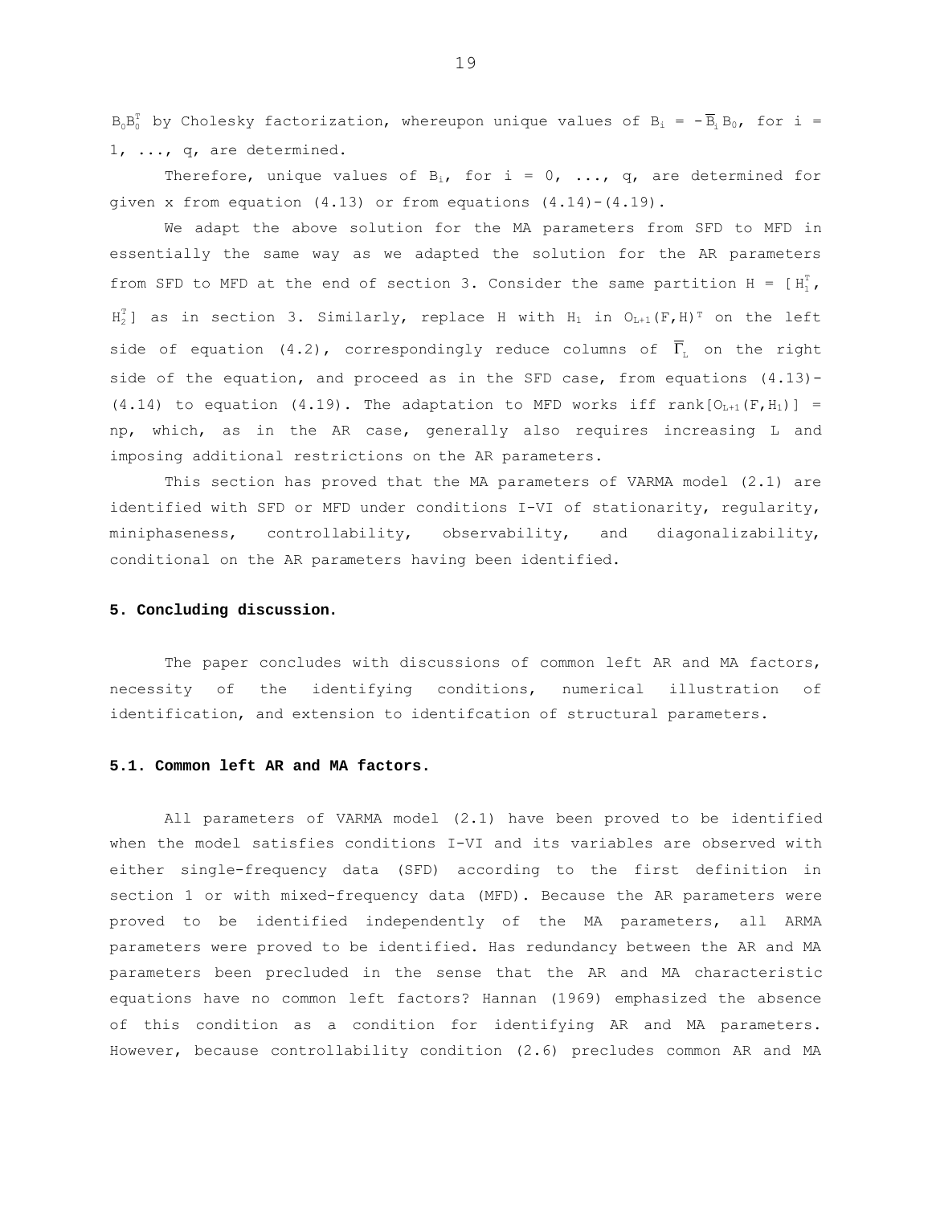$B_0B_0^T$ by Cholesky factorization, whereupon unique values of $B_i = -\overline{B}_i B_0$, for i = 1, ..., q, are determined.

Therefore, unique values of $B_i$, for i = 0, ..., q, are determined for given x from equation (4.13) or from equations (4.14)-(4.19).

We adapt the above solution for the MA parameters from SFD to MFD in essentially the same way as we adapted the solution for the AR parameters from SFD to MFD at the end of section 3. Consider the same partition $H = [H_1^T, H_2^T]$ as in section 3. Similarly, replace H with $H_1$ in $O_{L+1}(F,H)^T$ on the left side of equation (4.2), correspondingly reduce columns of $\overline{\Gamma}_L$ on the right side of the equation, and proceed as in the SFD case, from equations (4.13)-(4.14) to equation (4.19). The adaptation to MFD works iff $\text{rank}[O_{L+1}(F,H_1)] = np$, which, as in the AR case, generally also requires increasing L and imposing additional restrictions on the AR parameters.

This section has proved that the MA parameters of VARMA model (2.1) are identified with SFD or MFD under conditions I-VI of stationarity, regularity, miniphaseness, controllability, observability, and diagonalizability, conditional on the AR parameters having been identified.

## 5. Concluding discussion.

The paper concludes with discussions of common left AR and MA factors, necessity of the identifying conditions, numerical illustration of identification, and extension to identifcation of structural parameters.

### 5.1. Common left AR and MA factors.

All parameters of VARMA model (2.1) have been proved to be identified when the model satisfies conditions I-VI and its variables are observed with either single-frequency data (SFD) according to the first definition in section 1 or with mixed-frequency data (MFD). Because the AR parameters were proved to be identified independently of the MA parameters, all ARMA parameters were proved to be identified. Has redundancy between the AR and MA parameters been precluded in the sense that the AR and MA characteristic equations have no common left factors? Hannan (1969) emphasized the absence of this condition as a condition for identifying AR and MA parameters. However, because controllability condition (2.6) precludes common AR and MA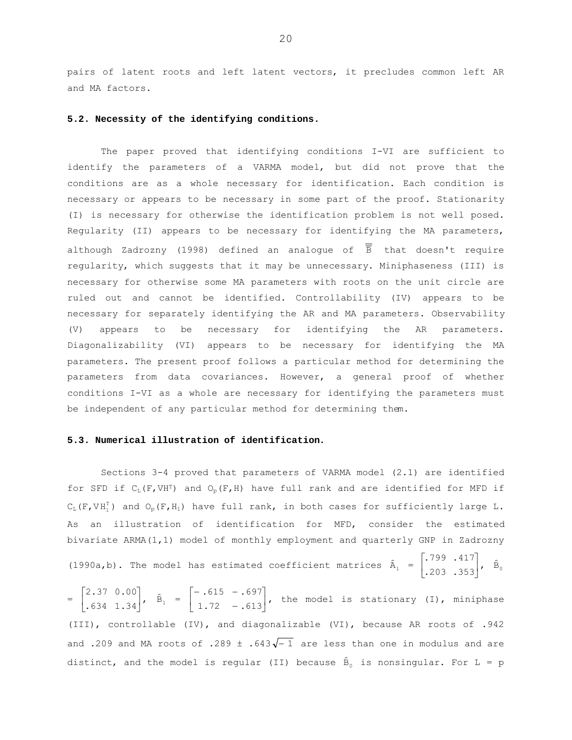pairs of latent roots and left latent vectors, it precludes common left AR and MA factors.

### 5.2. Necessity of the identifying conditions.

The paper proved that identifying conditions I-VI are sufficient to identify the parameters of a VARMA model, but did not prove that the conditions are as a whole necessary for identification. Each condition is necessary or appears to be necessary in some part of the proof. Stationarity (I) is necessary for otherwise the identification problem is not well posed. Regularity (II) appears to be necessary for identifying the MA parameters, although Zadrozny (1998) defined an analogue of $\overline{\overline{B}}$ that doesn't require regularity, which suggests that it may be unnecessary. Miniphaseness (III) is necessary for otherwise some MA parameters with roots on the unit circle are ruled out and cannot be identified. Controllability (IV) appears to be necessary for separately identifying the AR and MA parameters. Observability (V) appears to be necessary for identifying the AR parameters. Diagonalizability (VI) appears to be necessary for identifying the MA parameters. The present proof follows a particular method for determining the parameters from data covariances. However, a general proof of whether conditions I-VI as a whole are necessary for identifying the parameters must be independent of any particular method for determining them.

### 5.3. Numerical illustration of identification.

Sections 3-4 proved that parameters of VARMA model (2.1) are identified for SFD if $C_L(F,VH^T)$ and $O_p(F,H)$ have full rank and are identified for MFD if $C_L(F,VH_1^T)$ and $O_p(F,H_1)$ have full rank, in both cases for sufficiently large L. As an illustration of identification for MFD, consider the estimated bivariate ARMA(1,1) model of monthly employment and quarterly GNP in Zadrozny (1990a,b). The model has estimated coefficient matrices $\hat{A}_1 = \begin{bmatrix} .799 & .417 \\ .203 & .353 \end{bmatrix}$, $\hat{B}_0 = \begin{bmatrix} 2.37 & 0.00 \\ .634 & 1.34 \end{bmatrix}$, $\hat{B}_1 = \begin{bmatrix} -.615 & -.697 \\ 1.72 & -.613 \end{bmatrix}$, the model is stationary (I), miniphase (III), controllable (IV), and diagonalizable (VI), because AR roots of .942 and .209 and MA roots of $.289 \pm .643\sqrt{-1}$ are less than one in modulus and are distinct, and the model is regular (II) because $\hat{B}_0$ is nonsingular. For L = p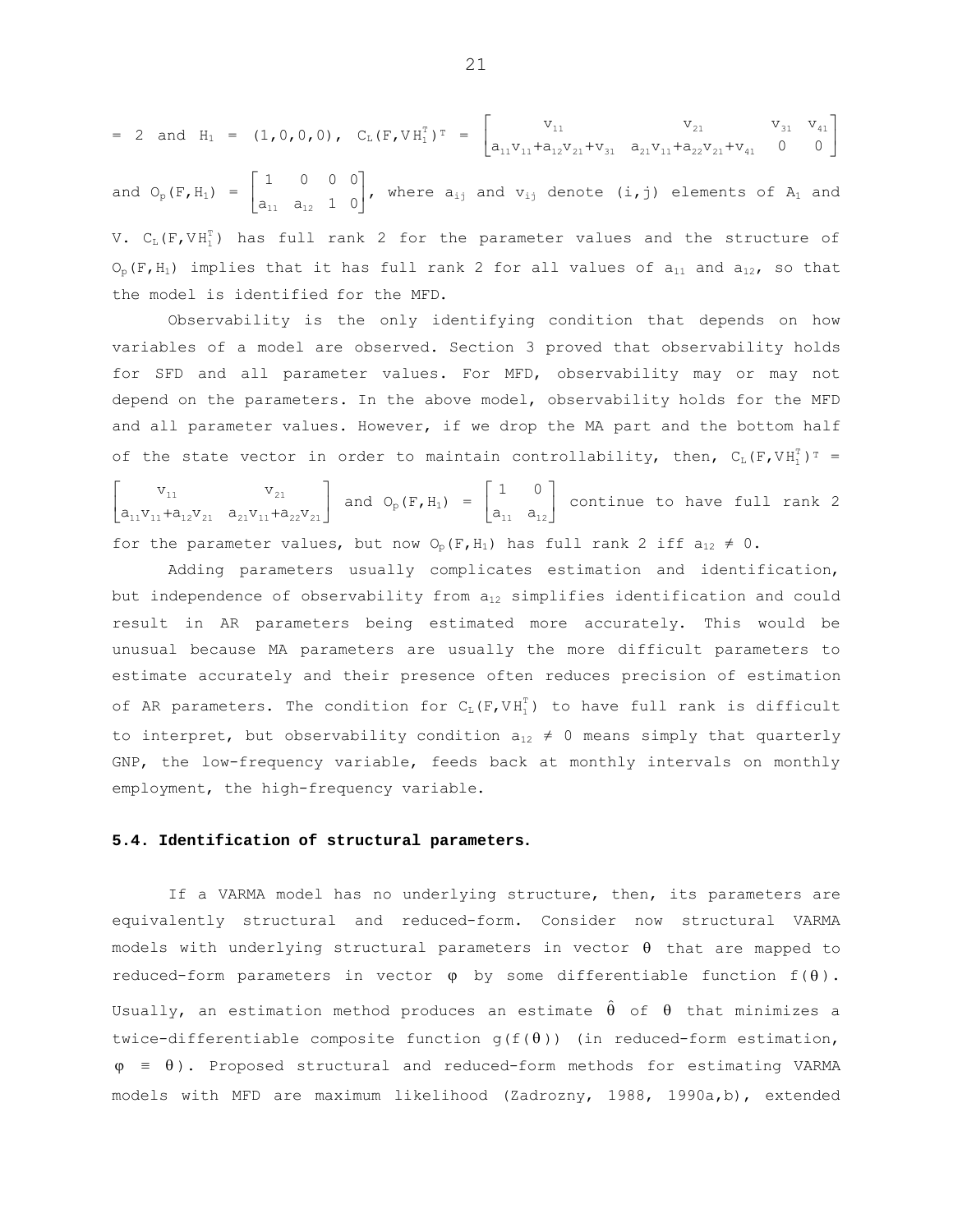= 2 and $H_1$ = (1,0,0,0), $C_L(F,VH_1^T)^T = \begin{bmatrix} v_{11} & v_{21} & v_{31} & v_{41} \\ a_{11}v_{11}+a_{12}v_{21}+v_{31} & a_{21}v_{11}+a_{22}v_{21}+v_{41} & 0 & 0 \end{bmatrix}$

and $O_p(F,H_1) = \begin{bmatrix} 1 & 0 & 0 & 0 \\ a_{11} & a_{12} & 1 & 0 \end{bmatrix}$, where $a_{ij}$ and $v_{ij}$ denote (i,j) elements of $A_1$ and V. $C_L(F,VH_1^T)$ has full rank 2 for the parameter values and the structure of $O_p(F,H_1)$ implies that it has full rank 2 for all values of $a_{11}$ and $a_{12}$, so that the model is identified for the MFD.

Observability is the only identifying condition that depends on how variables of a model are observed. Section 3 proved that observability holds for SFD and all parameter values. For MFD, observability may or may not depend on the parameters. In the above model, observability holds for the MFD and all parameter values. However, if we drop the MA part and the bottom half of the state vector in order to maintain controllability, then, $C_L(F,VH_1^T)^T = \begin{bmatrix} v_{11} & v_{21} \\ a_{11}v_{11}+a_{12}v_{21} & a_{21}v_{11}+a_{22}v_{21} \end{bmatrix}$ and $O_p(F,H_1) = \begin{bmatrix} 1 & 0 \\ a_{11} & a_{12} \end{bmatrix}$ continue to have full rank 2 for the parameter values, but now $O_p(F,H_1)$ has full rank 2 iff $a_{12} \neq 0$.

Adding parameters usually complicates estimation and identification, but independence of observability from $a_{12}$ simplifies identification and could result in AR parameters being estimated more accurately. This would be unusual because MA parameters are usually the more difficult parameters to estimate accurately and their presence often reduces precision of estimation of AR parameters. The condition for $C_L(F,VH_1^T)$ to have full rank is difficult to interpret, but observability condition $a_{12} \neq 0$ means simply that quarterly GNP, the low-frequency variable, feeds back at monthly intervals on monthly employment, the high-frequency variable.

### 5.4. Identification of structural parameters.

If a VARMA model has no underlying structure, then, its parameters are equivalently structural and reduced-form. Consider now structural VARMA models with underlying structural parameters in vector $\theta$ that are mapped to reduced-form parameters in vector $\varphi$ by some differentiable function $f(\theta)$. Usually, an estimation method produces an estimate $\hat{\theta}$ of $\theta$ that minimizes a twice-differentiable composite function $g(f(\theta))$ (in reduced-form estimation, $\varphi \equiv \theta$). Proposed structural and reduced-form methods for estimating VARMA models with MFD are maximum likelihood (Zadrozny, 1988, 1990a,b), extended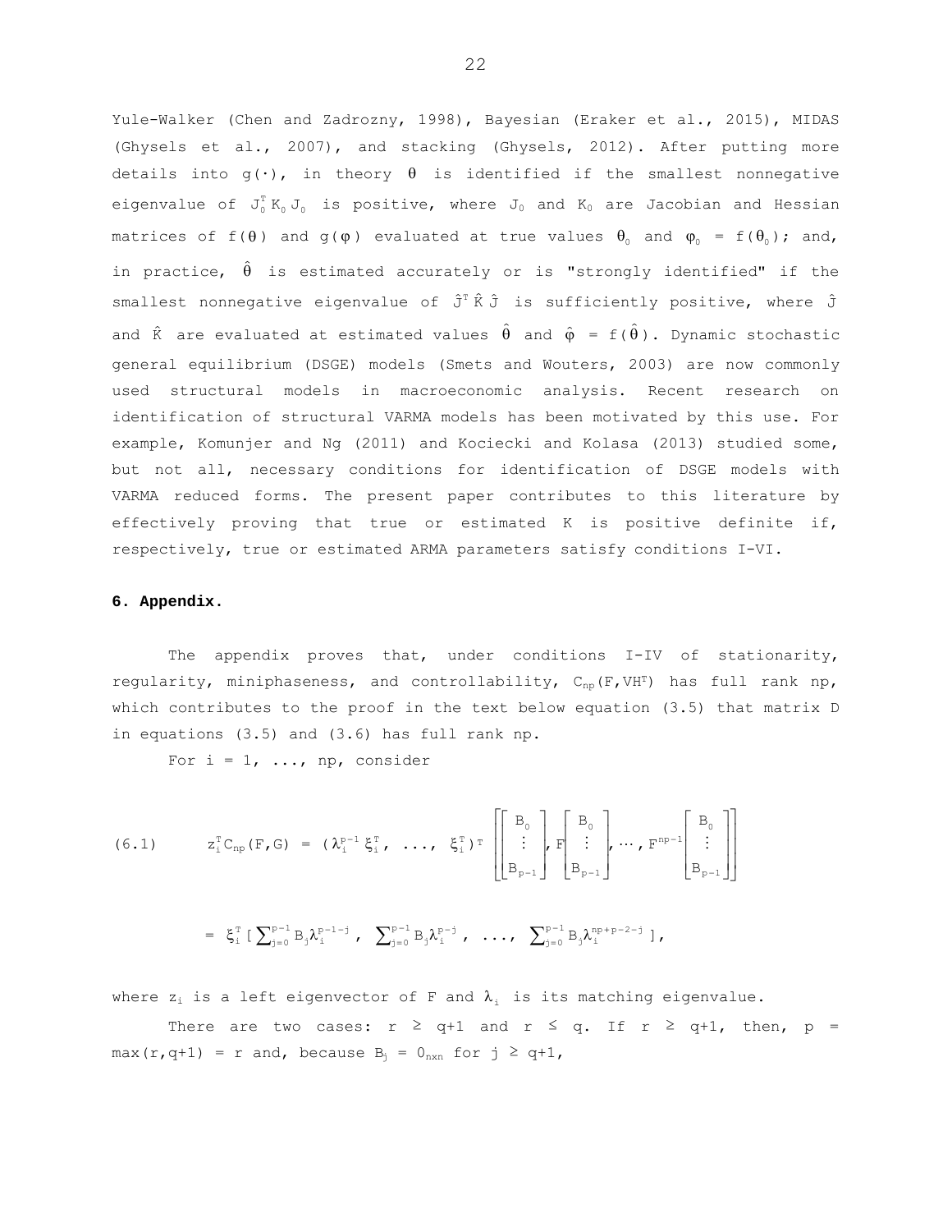Yule-Walker (Chen and Zadrozny, 1998), Bayesian (Eraker et al., 2015), MIDAS (Ghysels et al., 2007), and stacking (Ghysels, 2012). After putting more details into $g(\cdot)$, in theory $\theta$ is identified if the smallest nonnegative eigenvalue of $J_0^T K_0 J_0$ is positive, where $J_0$ and $K_0$ are Jacobian and Hessian matrices of $f(\theta)$ and $g(\varphi)$ evaluated at true values $\theta_0$ and $\varphi_0 = f(\theta_0)$; and, in practice, $\hat{\theta}$ is estimated accurately or is "strongly identified" if the smallest nonnegative eigenvalue of $\hat{J}^T \hat{K} \hat{J}$ is sufficiently positive, where $\hat{J}$ and $\hat{K}$ are evaluated at estimated values $\hat{\theta}$ and $\hat{\varphi} = f(\hat{\theta})$. Dynamic stochastic general equilibrium (DSGE) models (Smets and Wouters, 2003) are now commonly used structural models in macroeconomic analysis. Recent research on identification of structural VARMA models has been motivated by this use. For example, Komunjer and Ng (2011) and Kociecki and Kolasa (2013) studied some, but not all, necessary conditions for identification of DSGE models with VARMA reduced forms. The present paper contributes to this literature by effectively proving that true or estimated K is positive definite if, respectively, true or estimated ARMA parameters satisfy conditions I-VI.

## 6. Appendix.

The appendix proves that, under conditions I-IV of stationarity, regularity, miniphaseness, and controllability, $C_{np}(F, VH^T)$ has full rank np, which contributes to the proof in the text below equation (3.5) that matrix D in equations (3.5) and (3.6) has full rank np.

For i = 1, ..., np, consider

$$(6.1) \qquad z_i^T C_{np}(F,G) = (\lambda_i^{p-1}\xi_i^T, \; \ldots, \; \xi_i^T)^T \left[ \begin{bmatrix} B_0 \\ \vdots \\ B_{p-1} \end{bmatrix}, F \begin{bmatrix} B_0 \\ \vdots \\ B_{p-1} \end{bmatrix}, \cdots, F^{np-1} \begin{bmatrix} B_0 \\ \vdots \\ B_{p-1} \end{bmatrix} \right]$$

$$= \xi_i^T \left[ \textstyle\sum_{j=0}^{p-1} B_j \lambda_i^{p-1-j}, \; \sum_{j=0}^{p-1} B_j \lambda_i^{p-j}, \; \ldots, \; \sum_{j=0}^{p-1} B_j \lambda_i^{np+p-2-j} \right],$$

where $z_i$ is a left eigenvector of F and $\lambda_i$ is its matching eigenvalue.

There are two cases: $r \geq q+1$ and $r \leq q$. If $r \geq q+1$, then, $p = \max(r,q+1) = r$ and, because $B_j = 0_{nxn}$ for $j \geq q+1$,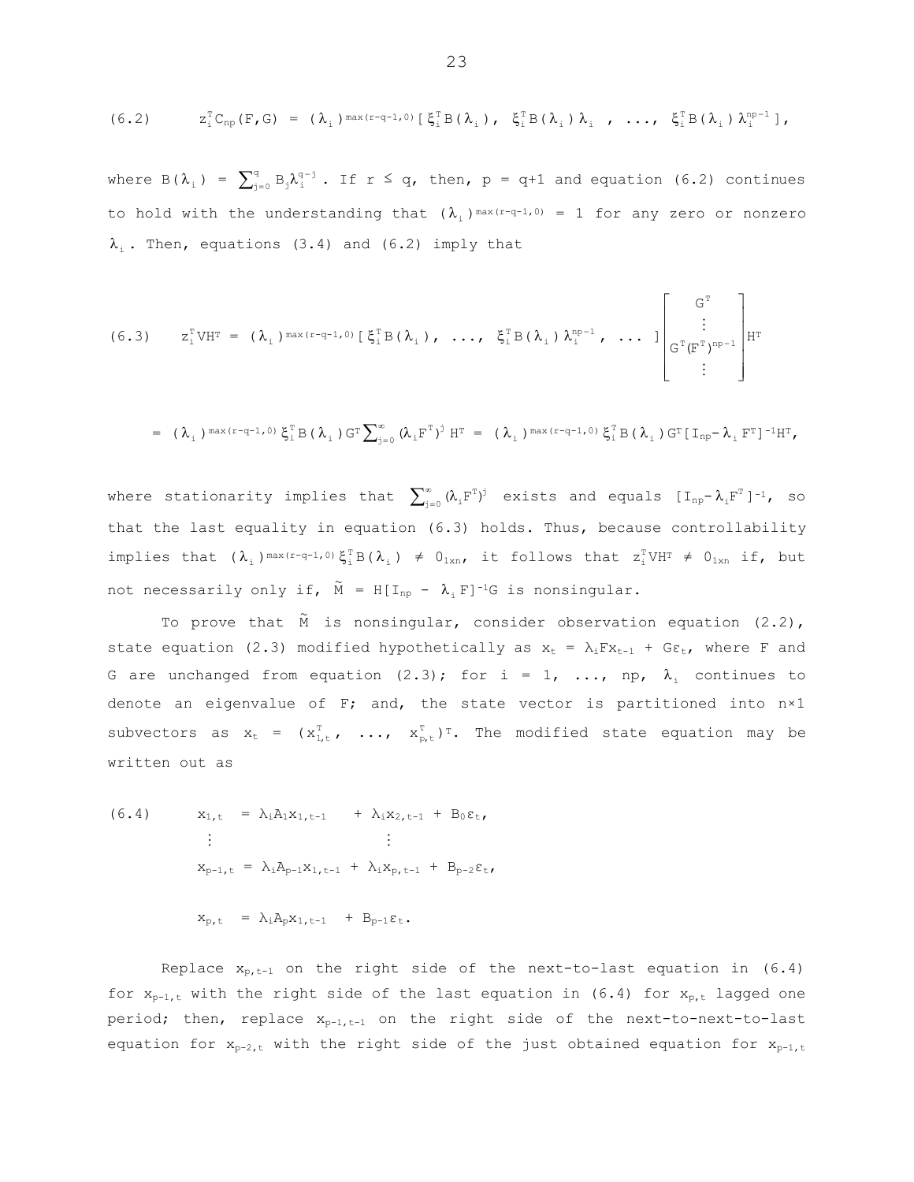$$(6.2) \qquad z_i^T C_{np}(F,G) = (\lambda_i)^{\max(r-q-1,0)}[\,\xi_i^T B(\lambda_i),\ \xi_i^T B(\lambda_i)\lambda_i\ ,\ \ldots,\ \xi_i^T B(\lambda_i)\lambda_i^{np-1}\,],$$

where $B(\lambda_i) = \sum_{j=0}^{q} B_j \lambda_i^{q-j}$. If $r \leq q$, then, $p = q+1$ and equation (6.2) continues to hold with the understanding that $(\lambda_i)^{\max(r-q-1,0)} = 1$ for any zero or nonzero $\lambda_i$. Then, equations (3.4) and (6.2) imply that

$$(6.3) \qquad z_i^T V H^T = (\lambda_i)^{\max(r-q-1,0)}[\,\xi_i^T B(\lambda_i),\ \ldots,\ \xi_i^T B(\lambda_i)\lambda_i^{np-1},\ \ldots\,]\begin{bmatrix} G^T \\ \vdots \\ G^T(F^T)^{np-1} \\ \vdots \end{bmatrix} H^T$$

$$= (\lambda_i)^{\max(r-q-1,0)}\xi_i^T B(\lambda_i) G^T \sum_{j=0}^{\infty} (\lambda_i F^T)^j H^T = (\lambda_i)^{\max(r-q-1,0)}\xi_i^T B(\lambda_i) G^T [I_{np} - \lambda_i F^T]^{-1} H^T,$$

where stationarity implies that $\sum_{j=0}^{\infty} (\lambda_i F^T)^j$ exists and equals $[I_{np} - \lambda_i F^T]^{-1}$, so that the last equality in equation (6.3) holds. Thus, because controllability implies that $(\lambda_i)^{\max(r-q-1,0)}\xi_i^T B(\lambda_i) \neq 0_{1\times n}$, it follows that $z_i^T V H^T \neq 0_{1\times n}$ if, but not necessarily only if, $\tilde{M} = H[I_{np} - \lambda_i F]^{-1}G$ is nonsingular.

To prove that $\tilde{M}$ is nonsingular, consider observation equation (2.2), state equation (2.3) modified hypothetically as $x_t = \lambda_i F x_{t-1} + G\varepsilon_t$, where $F$ and $G$ are unchanged from equation (2.3); for $i = 1, \ldots, np$, $\lambda_i$ continues to denote an eigenvalue of $F$; and, the state vector is partitioned into $n\times 1$ subvectors as $x_t = (x_{1,t}^T, \ldots, x_{p,t}^T)^T$. The modified state equation may be written out as

$$(6.4) \qquad \begin{aligned} x_{1,t} &= \lambda_i A_1 x_{1,t-1} + \lambda_i x_{2,t-1} + B_0 \varepsilon_t, \\ &\ \ \vdots \qquad\qquad\qquad \vdots \\ x_{p-1,t} &= \lambda_i A_{p-1} x_{1,t-1} + \lambda_i x_{p,t-1} + B_{p-2}\varepsilon_t, \\ x_{p,t} &= \lambda_i A_p x_{1,t-1} + B_{p-1}\varepsilon_t. \end{aligned}$$

Replace $x_{p,t-1}$ on the right side of the next-to-last equation in (6.4) for $x_{p-1,t}$ with the right side of the last equation in (6.4) for $x_{p,t}$ lagged one period; then, replace $x_{p-1,t-1}$ on the right side of the next-to-next-to-last equation for $x_{p-2,t}$ with the right side of the just obtained equation for $x_{p-1,t}$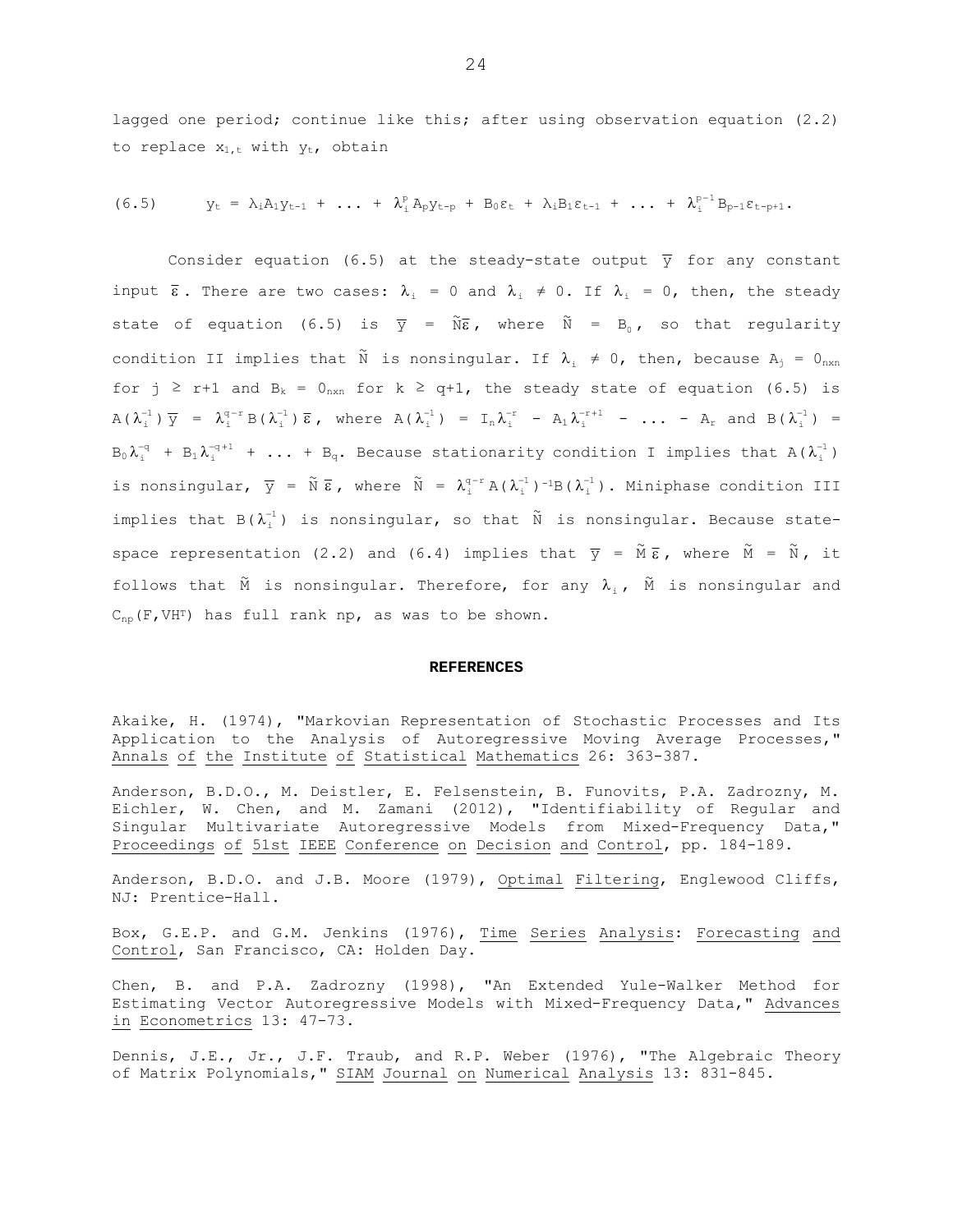lagged one period; continue like this; after using observation equation (2.2) to replace $x_{1,t}$ with $y_t$, obtain

$$(6.5) \qquad y_t = \lambda_i A_1 y_{t-1} + \ldots + \lambda_i^p A_p y_{t-p} + B_0 \varepsilon_t + \lambda_i B_1 \varepsilon_{t-1} + \ldots + \lambda_i^{p-1} B_{p-1} \varepsilon_{t-p+1}.$$

Consider equation (6.5) at the steady-state output $\bar{y}$ for any constant input $\bar{\varepsilon}$. There are two cases: $\lambda_i = 0$ and $\lambda_i \neq 0$. If $\lambda_i = 0$, then, the steady state of equation (6.5) is $\bar{y} = \tilde{N}\bar{\varepsilon}$, where $\tilde{N} = B_0$, so that regularity condition II implies that $\tilde{N}$ is nonsingular. If $\lambda_i \neq 0$, then, because $A_j = 0_{n\times n}$ for $j \geq r+1$ and $B_k = 0_{n\times n}$ for $k \geq q+1$, the steady state of equation (6.5) is $A(\lambda_i^{-1})\bar{y} = \lambda_i^{q-r} B(\lambda_i^{-1})\bar{\varepsilon}$, where $A(\lambda_i^{-1}) = I_n \lambda_i^{-r} - A_1 \lambda_i^{-r+1} - \ldots - A_r$ and $B(\lambda_i^{-1}) = B_0 \lambda_i^{-q} + B_1 \lambda_i^{-q+1} + \ldots + B_q$. Because stationarity condition I implies that $A(\lambda_i^{-1})$ is nonsingular, $\bar{y} = \tilde{N}\bar{\varepsilon}$, where $\tilde{N} = \lambda_i^{q-r} A(\lambda_i^{-1})^{-1} B(\lambda_i^{-1})$. Miniphase condition III implies that $B(\lambda_i^{-1})$ is nonsingular, so that $\tilde{N}$ is nonsingular. Because state-space representation (2.2) and (6.4) implies that $\bar{y} = \tilde{M}\bar{\varepsilon}$, where $\tilde{M} = \tilde{N}$, it follows that $\tilde{M}$ is nonsingular. Therefore, for any $\lambda_i$, $\tilde{M}$ is nonsingular and $C_{np}(F, VH^T)$ has full rank $np$, as was to be shown.

## REFERENCES

Akaike, H. (1974), "Markovian Representation of Stochastic Processes and Its Application to the Analysis of Autoregressive Moving Average Processes," Annals of the Institute of Statistical Mathematics 26: 363-387.

Anderson, B.D.O., M. Deistler, E. Felsenstein, B. Funovits, P.A. Zadrozny, M. Eichler, W. Chen, and M. Zamani (2012), "Identifiability of Regular and Singular Multivariate Autoregressive Models from Mixed-Frequency Data," Proceedings of 51st IEEE Conference on Decision and Control, pp. 184-189.

Anderson, B.D.O. and J.B. Moore (1979), Optimal Filtering, Englewood Cliffs, NJ: Prentice-Hall.

Box, G.E.P. and G.M. Jenkins (1976), Time Series Analysis: Forecasting and Control, San Francisco, CA: Holden Day.

Chen, B. and P.A. Zadrozny (1998), "An Extended Yule-Walker Method for Estimating Vector Autoregressive Models with Mixed-Frequency Data," Advances in Econometrics 13: 47-73.

Dennis, J.E., Jr., J.F. Traub, and R.P. Weber (1976), "The Algebraic Theory of Matrix Polynomials," SIAM Journal on Numerical Analysis 13: 831-845.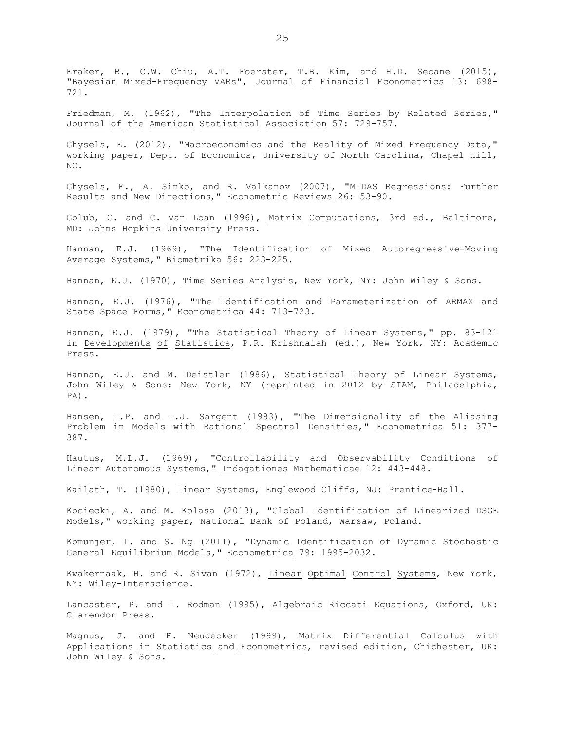Eraker, B., C.W. Chiu, A.T. Foerster, T.B. Kim, and H.D. Seoane (2015), "Bayesian Mixed-Frequency VARs", *Journal of Financial Econometrics* 13: 698-721.

Friedman, M. (1962), "The Interpolation of Time Series by Related Series," *Journal of the American Statistical Association* 57: 729-757.

Ghysels, E. (2012), "Macroeconomics and the Reality of Mixed Frequency Data," working paper, Dept. of Economics, University of North Carolina, Chapel Hill, NC.

Ghysels, E., A. Sinko, and R. Valkanov (2007), "MIDAS Regressions: Further Results and New Directions," *Econometric Reviews* 26: 53-90.

Golub, G. and C. Van Loan (1996), *Matrix Computations*, 3rd ed., Baltimore, MD: Johns Hopkins University Press.

Hannan, E.J. (1969), "The Identification of Mixed Autoregressive-Moving Average Systems," *Biometrika* 56: 223-225.

Hannan, E.J. (1970), *Time Series Analysis*, New York, NY: John Wiley & Sons.

Hannan, E.J. (1976), "The Identification and Parameterization of ARMAX and State Space Forms," *Econometrica* 44: 713-723.

Hannan, E.J. (1979), "The Statistical Theory of Linear Systems," pp. 83-121 in *Developments of Statistics*, P.R. Krishnaiah (ed.), New York, NY: Academic Press.

Hannan, E.J. and M. Deistler (1986), *Statistical Theory of Linear Systems*, John Wiley & Sons: New York, NY (reprinted in 2012 by SIAM, Philadelphia, PA).

Hansen, L.P. and T.J. Sargent (1983), "The Dimensionality of the Aliasing Problem in Models with Rational Spectral Densities," *Econometrica* 51: 377-387.

Hautus, M.L.J. (1969), "Controllability and Observability Conditions of Linear Autonomous Systems," *Indagationes Mathematicae* 12: 443-448.

Kailath, T. (1980), *Linear Systems*, Englewood Cliffs, NJ: Prentice-Hall.

Kociecki, A. and M. Kolasa (2013), "Global Identification of Linearized DSGE Models," working paper, National Bank of Poland, Warsaw, Poland.

Komunjer, I. and S. Ng (2011), "Dynamic Identification of Dynamic Stochastic General Equilibrium Models," *Econometrica* 79: 1995-2032.

Kwakernaak, H. and R. Sivan (1972), *Linear Optimal Control Systems*, New York, NY: Wiley-Interscience.

Lancaster, P. and L. Rodman (1995), *Algebraic Riccati Equations*, Oxford, UK: Clarendon Press.

Magnus, J. and H. Neudecker (1999), *Matrix Differential Calculus with Applications in Statistics and Econometrics*, revised edition, Chichester, UK: John Wiley & Sons.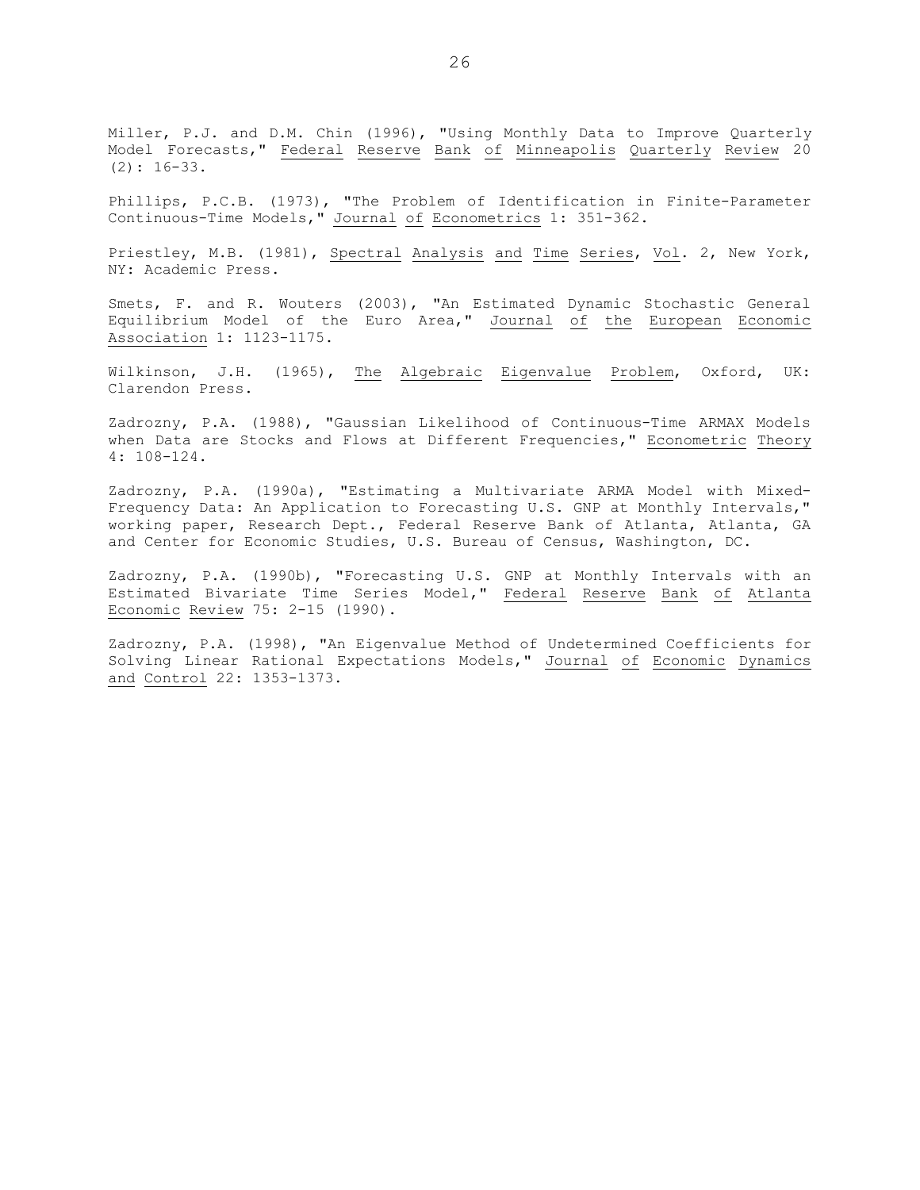Miller, P.J. and D.M. Chin (1996), "Using Monthly Data to Improve Quarterly Model Forecasts," Federal Reserve Bank of Minneapolis Quarterly Review 20 (2): 16-33.

Phillips, P.C.B. (1973), "The Problem of Identification in Finite-Parameter Continuous-Time Models," Journal of Econometrics 1: 351-362.

Priestley, M.B. (1981), Spectral Analysis and Time Series, Vol. 2, New York, NY: Academic Press.

Smets, F. and R. Wouters (2003), "An Estimated Dynamic Stochastic General Equilibrium Model of the Euro Area," Journal of the European Economic Association 1: 1123-1175.

Wilkinson, J.H. (1965), The Algebraic Eigenvalue Problem, Oxford, UK: Clarendon Press.

Zadrozny, P.A. (1988), "Gaussian Likelihood of Continuous-Time ARMAX Models when Data are Stocks and Flows at Different Frequencies," Econometric Theory 4: 108-124.

Zadrozny, P.A. (1990a), "Estimating a Multivariate ARMA Model with Mixed-Frequency Data: An Application to Forecasting U.S. GNP at Monthly Intervals," working paper, Research Dept., Federal Reserve Bank of Atlanta, Atlanta, GA and Center for Economic Studies, U.S. Bureau of Census, Washington, DC.

Zadrozny, P.A. (1990b), "Forecasting U.S. GNP at Monthly Intervals with an Estimated Bivariate Time Series Model," Federal Reserve Bank of Atlanta Economic Review 75: 2-15 (1990).

Zadrozny, P.A. (1998), "An Eigenvalue Method of Undetermined Coefficients for Solving Linear Rational Expectations Models," Journal of Economic Dynamics and Control 22: 1353-1373.